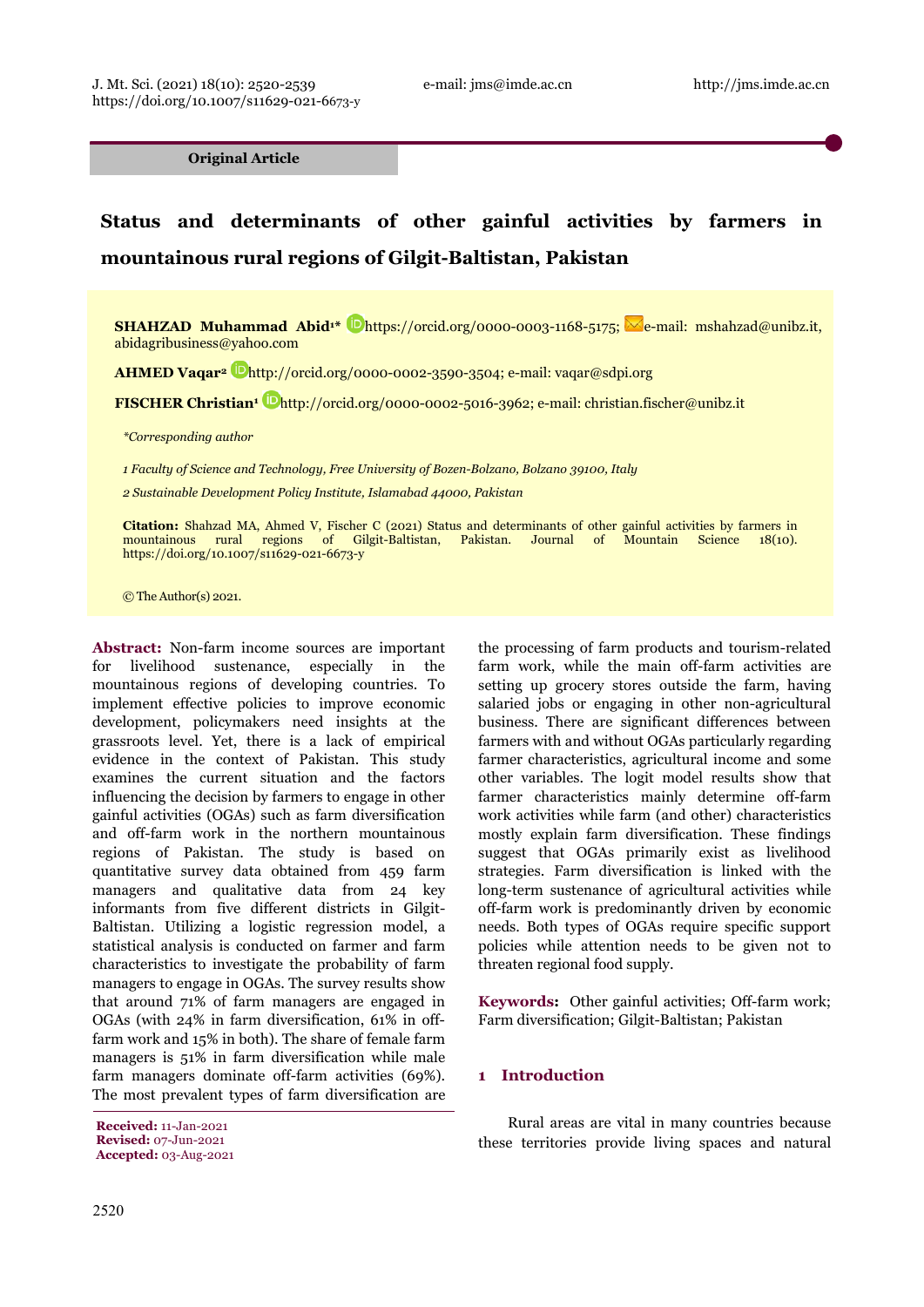Original Article

# Status and determinants of other gainful activities by farmers in mountainous rural regions of Gilgit-Baltistan, Pakistan

**SHAHZAD Muhammad Abid**[1]* https://orcid.org/0000-0003-1168-5175; e-mail: mshahzad@unibz.it, abidagribusiness@yahoo.com

**AHMED Vaqar**[2] http://orcid.org/0000-0002-3590-3504; e-mail: vaqar@sdpi.org

**FISCHER Christian**[1] http://orcid.org/0000-0002-5016-3962; e-mail: christian.fischer@unibz.it

*\*Corresponding author*

*1 Faculty of Science and Technology, Free University of Bozen-Bolzano, Bolzano 39100, Italy*

*2 Sustainable Development Policy Institute, Islamabad 44000, Pakistan*

**Citation:** Shahzad MA, Ahmed V, Fischer C (2021) Status and determinants of other gainful activities by farmers in mountainous rural regions of Gilgit-Baltistan, Pakistan. Journal of Mountain Science 18(10). https://doi.org/10.1007/s11629-021-6673-y

© The Author(s) 2021.

**Abstract:** Non-farm income sources are important for livelihood sustenance, especially in the mountainous regions of developing countries. To implement effective policies to improve economic development, policymakers need insights at the grassroots level. Yet, there is a lack of empirical evidence in the context of Pakistan. This study examines the current situation and the factors influencing the decision by farmers to engage in other gainful activities (OGAs) such as farm diversification and off-farm work in the northern mountainous regions of Pakistan. The study is based on quantitative survey data obtained from 459 farm managers and qualitative data from 24 key informants from five different districts in Gilgit-Baltistan. Utilizing a logistic regression model, a statistical analysis is conducted on farmer and farm characteristics to investigate the probability of farm managers to engage in OGAs. The survey results show that around 71% of farm managers are engaged in OGAs (with 24% in farm diversification, 61% in off-farm work and 15% in both). The share of female farm managers is 51% in farm diversification while male farm managers dominate off-farm activities (69%). The most prevalent types of farm diversification are the processing of farm products and tourism-related farm work, while the main off-farm activities are setting up grocery stores outside the farm, having salaried jobs or engaging in other non-agricultural business. There are significant differences between farmers with and without OGAs particularly regarding farmer characteristics, agricultural income and some other variables. The logit model results show that farmer characteristics mainly determine off-farm work activities while farm (and other) characteristics mostly explain farm diversification. These findings suggest that OGAs primarily exist as livelihood strategies. Farm diversification is linked with the long-term sustenance of agricultural activities while off-farm work is predominantly driven by economic needs. Both types of OGAs require specific support policies while attention needs to be given not to threaten regional food supply.

**Keywords:** Other gainful activities; Off-farm work; Farm diversification; Gilgit-Baltistan; Pakistan

**Received:** 11-Jan-2021
**Revised:** 07-Jun-2021
**Accepted:** 03-Aug-2021

## 1 Introduction

Rural areas are vital in many countries because these territories provide living spaces and natural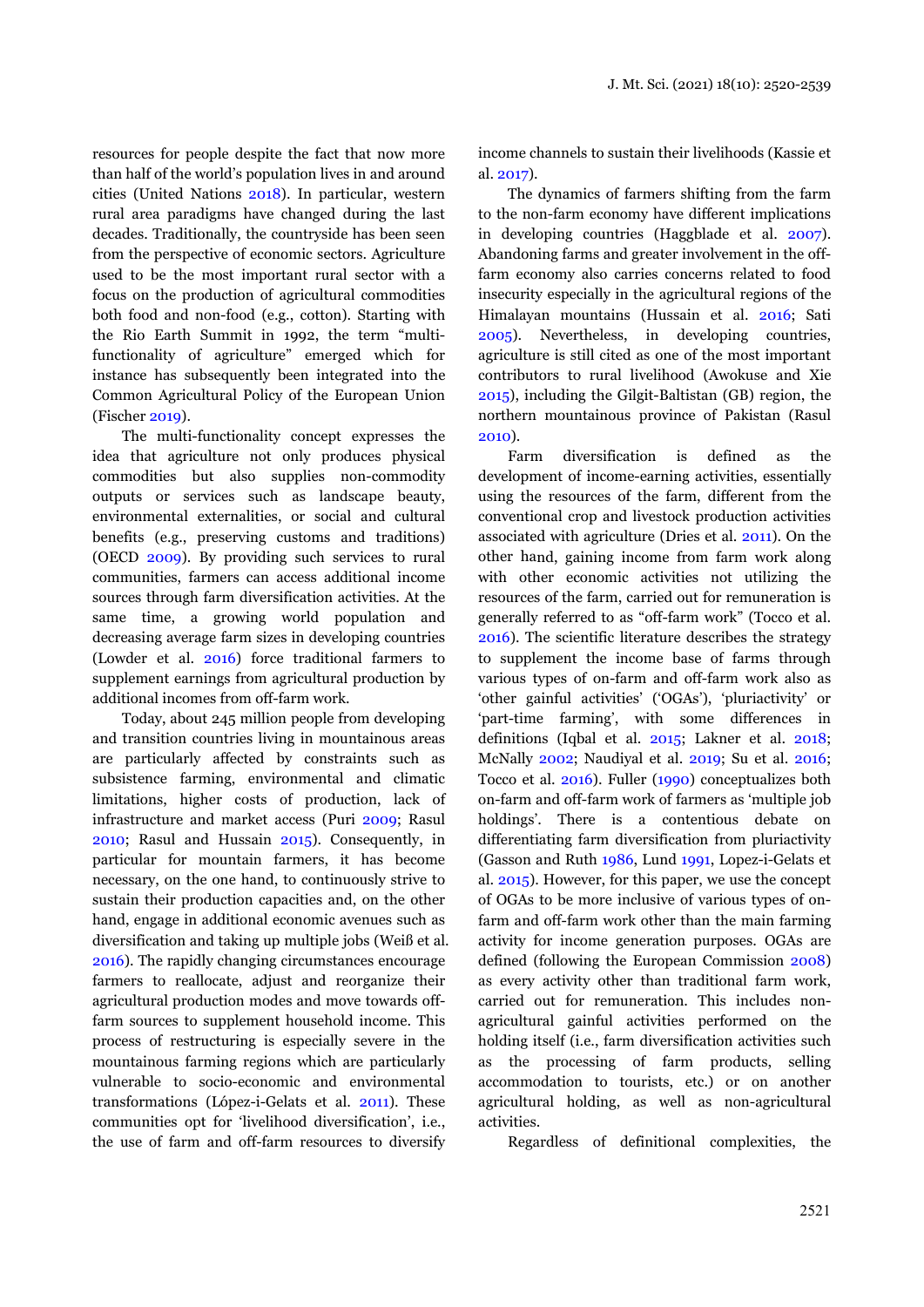resources for people despite the fact that now more than half of the world's population lives in and around cities (United Nations 2018). In particular, western rural area paradigms have changed during the last decades. Traditionally, the countryside has been seen from the perspective of economic sectors. Agriculture used to be the most important rural sector with a focus on the production of agricultural commodities both food and non-food (e.g., cotton). Starting with the Rio Earth Summit in 1992, the term "multi-functionality of agriculture" emerged which for instance has subsequently been integrated into the Common Agricultural Policy of the European Union (Fischer 2019).

The multi-functionality concept expresses the idea that agriculture not only produces physical commodities but also supplies non-commodity outputs or services such as landscape beauty, environmental externalities, or social and cultural benefits (e.g., preserving customs and traditions) (OECD 2009). By providing such services to rural communities, farmers can access additional income sources through farm diversification activities. At the same time, a growing world population and decreasing average farm sizes in developing countries (Lowder et al. 2016) force traditional farmers to supplement earnings from agricultural production by additional incomes from off-farm work.

Today, about 245 million people from developing and transition countries living in mountainous areas are particularly affected by constraints such as subsistence farming, environmental and climatic limitations, higher costs of production, lack of infrastructure and market access (Puri 2009; Rasul 2010; Rasul and Hussain 2015). Consequently, in particular for mountain farmers, it has become necessary, on the one hand, to continuously strive to sustain their production capacities and, on the other hand, engage in additional economic avenues such as diversification and taking up multiple jobs (Weiß et al. 2016). The rapidly changing circumstances encourage farmers to reallocate, adjust and reorganize their agricultural production modes and move towards off-farm sources to supplement household income. This process of restructuring is especially severe in the mountainous farming regions which are particularly vulnerable to socio-economic and environmental transformations (López-i-Gelats et al. 2011). These communities opt for 'livelihood diversification', i.e., the use of farm and off-farm resources to diversify income channels to sustain their livelihoods (Kassie et al. 2017).

The dynamics of farmers shifting from the farm to the non-farm economy have different implications in developing countries (Haggblade et al. 2007). Abandoning farms and greater involvement in the off-farm economy also carries concerns related to food insecurity especially in the agricultural regions of the Himalayan mountains (Hussain et al. 2016; Sati 2005). Nevertheless, in developing countries, agriculture is still cited as one of the most important contributors to rural livelihood (Awokuse and Xie 2015), including the Gilgit-Baltistan (GB) region, the northern mountainous province of Pakistan (Rasul 2010).

Farm diversification is defined as the development of income-earning activities, essentially using the resources of the farm, different from the conventional crop and livestock production activities associated with agriculture (Dries et al. 2011). On the other hand, gaining income from farm work along with other economic activities not utilizing the resources of the farm, carried out for remuneration is generally referred to as "off-farm work" (Tocco et al. 2016). The scientific literature describes the strategy to supplement the income base of farms through various types of on-farm and off-farm work also as 'other gainful activities' ('OGAs'), 'pluriactivity' or 'part-time farming', with some differences in definitions (Iqbal et al. 2015; Lakner et al. 2018; McNally 2002; Naudiyal et al. 2019; Su et al. 2016; Tocco et al. 2016). Fuller (1990) conceptualizes both on-farm and off-farm work of farmers as 'multiple job holdings'. There is a contentious debate on differentiating farm diversification from pluriactivity (Gasson and Ruth 1986, Lund 1991, Lopez-i-Gelats et al. 2015). However, for this paper, we use the concept of OGAs to be more inclusive of various types of on-farm and off-farm work other than the main farming activity for income generation purposes. OGAs are defined (following the European Commission 2008) as every activity other than traditional farm work, carried out for remuneration. This includes non-agricultural gainful activities performed on the holding itself (i.e., farm diversification activities such as the processing of farm products, selling accommodation to tourists, etc.) or on another agricultural holding, as well as non-agricultural activities.

Regardless of definitional complexities, the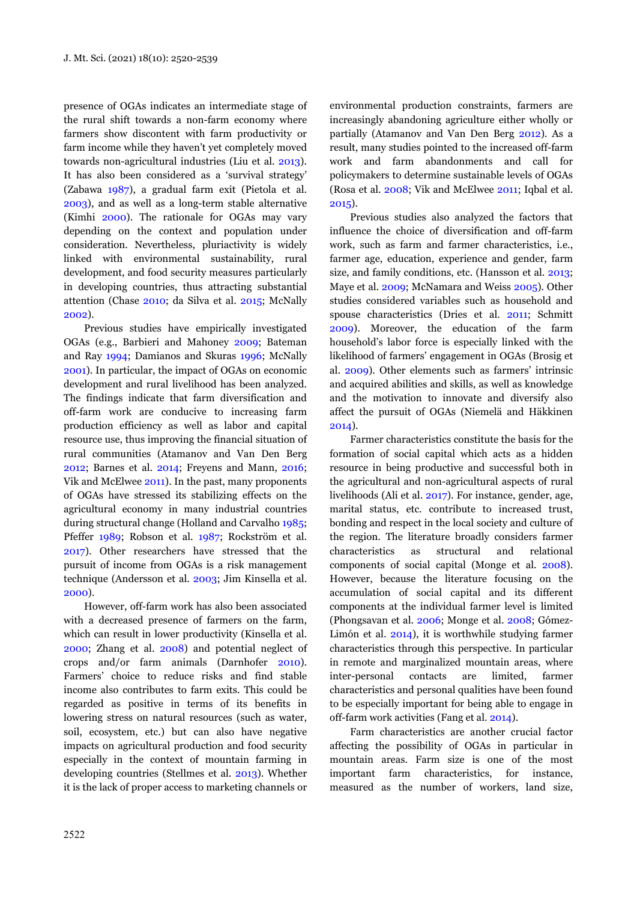presence of OGAs indicates an intermediate stage of the rural shift towards a non-farm economy where farmers show discontent with farm productivity or farm income while they haven't yet completely moved towards non-agricultural industries (Liu et al. 2013). It has also been considered as a 'survival strategy' (Zabawa 1987), a gradual farm exit (Pietola et al. 2003), and as well as a long-term stable alternative (Kimhi 2000). The rationale for OGAs may vary depending on the context and population under consideration. Nevertheless, pluriactivity is widely linked with environmental sustainability, rural development, and food security measures particularly in developing countries, thus attracting substantial attention (Chase 2010; da Silva et al. 2015; McNally 2002).

Previous studies have empirically investigated OGAs (e.g., Barbieri and Mahoney 2009; Bateman and Ray 1994; Damianos and Skuras 1996; McNally 2001). In particular, the impact of OGAs on economic development and rural livelihood has been analyzed. The findings indicate that farm diversification and off-farm work are conducive to increasing farm production efficiency as well as labor and capital resource use, thus improving the financial situation of rural communities (Atamanov and Van Den Berg 2012; Barnes et al. 2014; Freyens and Mann, 2016; Vik and McElwee 2011). In the past, many proponents of OGAs have stressed its stabilizing effects on the agricultural economy in many industrial countries during structural change (Holland and Carvalho 1985; Pfeffer 1989; Robson et al. 1987; Rockström et al. 2017). Other researchers have stressed that the pursuit of income from OGAs is a risk management technique (Andersson et al. 2003; Jim Kinsella et al. 2000).

However, off-farm work has also been associated with a decreased presence of farmers on the farm, which can result in lower productivity (Kinsella et al. 2000; Zhang et al. 2008) and potential neglect of crops and/or farm animals (Darnhofer 2010). Farmers' choice to reduce risks and find stable income also contributes to farm exits. This could be regarded as positive in terms of its benefits in lowering stress on natural resources (such as water, soil, ecosystem, etc.) but can also have negative impacts on agricultural production and food security especially in the context of mountain farming in developing countries (Stellmes et al. 2013). Whether it is the lack of proper access to marketing channels or environmental production constraints, farmers are increasingly abandoning agriculture either wholly or partially (Atamanov and Van Den Berg 2012). As a result, many studies pointed to the increased off-farm work and farm abandonments and call for policymakers to determine sustainable levels of OGAs (Rosa et al. 2008; Vik and McElwee 2011; Iqbal et al. 2015).

Previous studies also analyzed the factors that influence the choice of diversification and off-farm work, such as farm and farmer characteristics, i.e., farmer age, education, experience and gender, farm size, and family conditions, etc. (Hansson et al. 2013; Maye et al. 2009; McNamara and Weiss 2005). Other studies considered variables such as household and spouse characteristics (Dries et al. 2011; Schmitt 2009). Moreover, the education of the farm household's labor force is especially linked with the likelihood of farmers' engagement in OGAs (Brosig et al. 2009). Other elements such as farmers' intrinsic and acquired abilities and skills, as well as knowledge and the motivation to innovate and diversify also affect the pursuit of OGAs (Niemelä and Häkkinen 2014).

Farmer characteristics constitute the basis for the formation of social capital which acts as a hidden resource in being productive and successful both in the agricultural and non-agricultural aspects of rural livelihoods (Ali et al. 2017). For instance, gender, age, marital status, etc. contribute to increased trust, bonding and respect in the local society and culture of the region. The literature broadly considers farmer characteristics as structural and relational components of social capital (Monge et al. 2008). However, because the literature focusing on the accumulation of social capital and its different components at the individual farmer level is limited (Phongsavan et al. 2006; Monge et al. 2008; Gómez-Limón et al. 2014), it is worthwhile studying farmer characteristics through this perspective. In particular in remote and marginalized mountain areas, where inter-personal contacts are limited, farmer characteristics and personal qualities have been found to be especially important for being able to engage in off-farm work activities (Fang et al. 2014).

Farm characteristics are another crucial factor affecting the possibility of OGAs in particular in mountain areas. Farm size is one of the most important farm characteristics, for instance, measured as the number of workers, land size,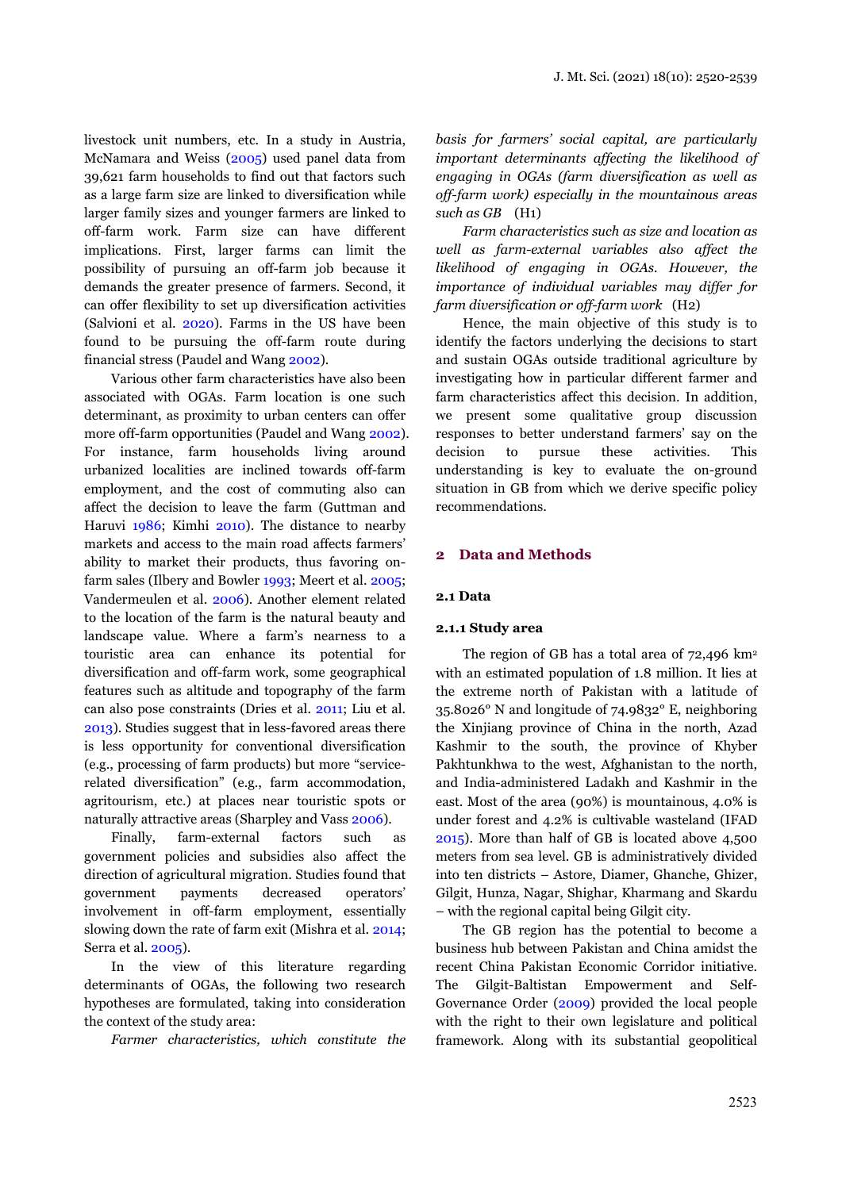livestock unit numbers, etc. In a study in Austria, McNamara and Weiss (2005) used panel data from 39,621 farm households to find out that factors such as a large farm size are linked to diversification while larger family sizes and younger farmers are linked to off-farm work. Farm size can have different implications. First, larger farms can limit the possibility of pursuing an off-farm job because it demands the greater presence of farmers. Second, it can offer flexibility to set up diversification activities (Salvioni et al. 2020). Farms in the US have been found to be pursuing the off-farm route during financial stress (Paudel and Wang 2002).

Various other farm characteristics have also been associated with OGAs. Farm location is one such determinant, as proximity to urban centers can offer more off-farm opportunities (Paudel and Wang 2002). For instance, farm households living around urbanized localities are inclined towards off-farm employment, and the cost of commuting also can affect the decision to leave the farm (Guttman and Haruvi 1986; Kimhi 2010). The distance to nearby markets and access to the main road affects farmers' ability to market their products, thus favoring on-farm sales (Ilbery and Bowler 1993; Meert et al. 2005; Vandermeulen et al. 2006). Another element related to the location of the farm is the natural beauty and landscape value. Where a farm's nearness to a touristic area can enhance its potential for diversification and off-farm work, some geographical features such as altitude and topography of the farm can also pose constraints (Dries et al. 2011; Liu et al. 2013). Studies suggest that in less-favored areas there is less opportunity for conventional diversification (e.g., processing of farm products) but more "service-related diversification" (e.g., farm accommodation, agritourism, etc.) at places near touristic spots or naturally attractive areas (Sharpley and Vass 2006).

Finally, farm-external factors such as government policies and subsidies also affect the direction of agricultural migration. Studies found that government payments decreased operators' involvement in off-farm employment, essentially slowing down the rate of farm exit (Mishra et al. 2014; Serra et al. 2005).

In the view of this literature regarding determinants of OGAs, the following two research hypotheses are formulated, taking into consideration the context of the study area:

*Farmer characteristics, which constitute the basis for farmers' social capital, are particularly important determinants affecting the likelihood of engaging in OGAs (farm diversification as well as off-farm work) especially in the mountainous areas such as GB* (H1)

*Farm characteristics such as size and location as well as farm-external variables also affect the likelihood of engaging in OGAs. However, the importance of individual variables may differ for farm diversification or off-farm work* (H2)

Hence, the main objective of this study is to identify the factors underlying the decisions to start and sustain OGAs outside traditional agriculture by investigating how in particular different farmer and farm characteristics affect this decision. In addition, we present some qualitative group discussion responses to better understand farmers' say on the decision to pursue these activities. This understanding is key to evaluate the on-ground situation in GB from which we derive specific policy recommendations.

## 2 Data and Methods

### 2.1 Data

#### 2.1.1 Study area

The region of GB has a total area of 72,496 km$^2$ with an estimated population of 1.8 million. It lies at the extreme north of Pakistan with a latitude of 35.8026° N and longitude of 74.9832° E, neighboring the Xinjiang province of China in the north, Azad Kashmir to the south, the province of Khyber Pakhtunkhwa to the west, Afghanistan to the north, and India-administered Ladakh and Kashmir in the east. Most of the area (90%) is mountainous, 4.0% is under forest and 4.2% is cultivable wasteland (IFAD 2015). More than half of GB is located above 4,500 meters from sea level. GB is administratively divided into ten districts – Astore, Diamer, Ghanche, Ghizer, Gilgit, Hunza, Nagar, Shighar, Kharmang and Skardu – with the regional capital being Gilgit city.

The GB region has the potential to become a business hub between Pakistan and China amidst the recent China Pakistan Economic Corridor initiative. The Gilgit-Baltistan Empowerment and Self-Governance Order (2009) provided the local people with the right to their own legislature and political framework. Along with its substantial geopolitical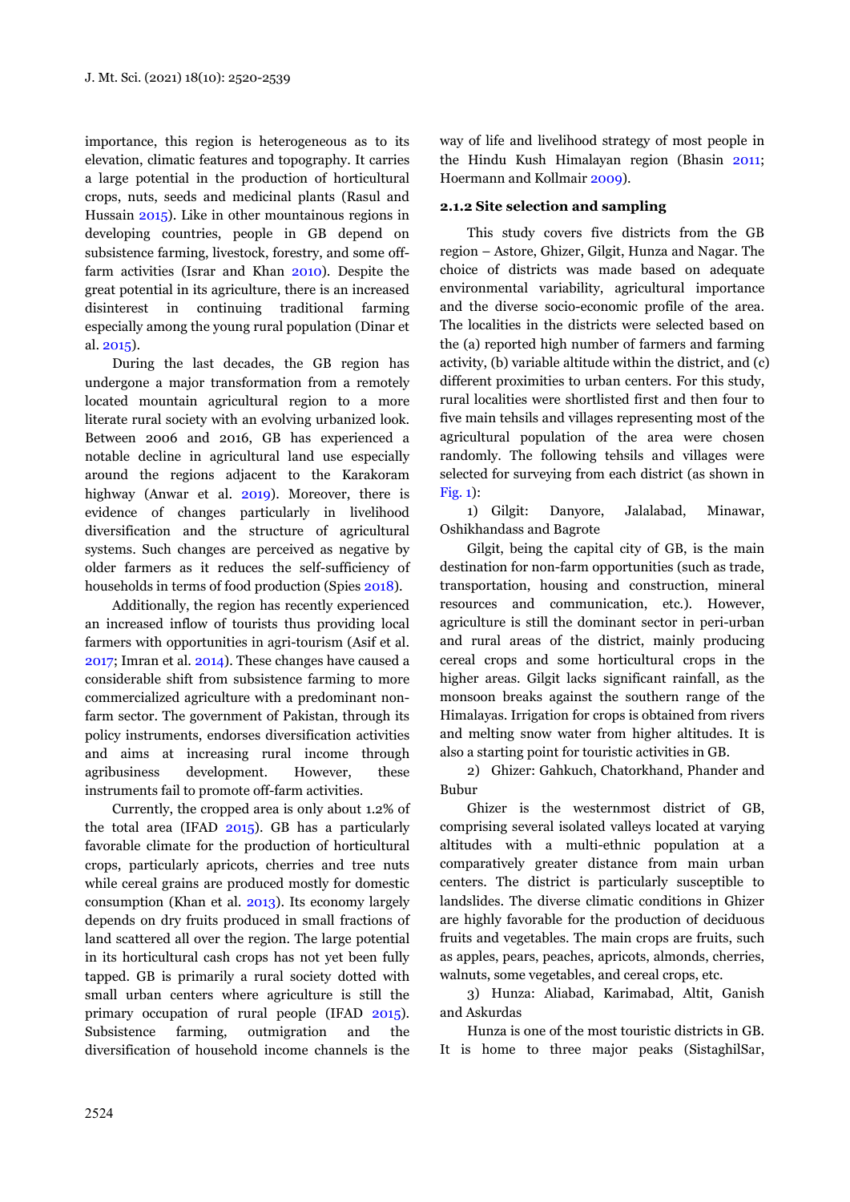importance, this region is heterogeneous as to its elevation, climatic features and topography. It carries a large potential in the production of horticultural crops, nuts, seeds and medicinal plants (Rasul and Hussain 2015). Like in other mountainous regions in developing countries, people in GB depend on subsistence farming, livestock, forestry, and some off-farm activities (Israr and Khan 2010). Despite the great potential in its agriculture, there is an increased disinterest in continuing traditional farming especially among the young rural population (Dinar et al. 2015).

During the last decades, the GB region has undergone a major transformation from a remotely located mountain agricultural region to a more literate rural society with an evolving urbanized look. Between 2006 and 2016, GB has experienced a notable decline in agricultural land use especially around the regions adjacent to the Karakoram highway (Anwar et al. 2019). Moreover, there is evidence of changes particularly in livelihood diversification and the structure of agricultural systems. Such changes are perceived as negative by older farmers as it reduces the self-sufficiency of households in terms of food production (Spies 2018).

Additionally, the region has recently experienced an increased inflow of tourists thus providing local farmers with opportunities in agri-tourism (Asif et al. 2017; Imran et al. 2014). These changes have caused a considerable shift from subsistence farming to more commercialized agriculture with a predominant non-farm sector. The government of Pakistan, through its policy instruments, endorses diversification activities and aims at increasing rural income through agribusiness development. However, these instruments fail to promote off-farm activities.

Currently, the cropped area is only about 1.2% of the total area (IFAD 2015). GB has a particularly favorable climate for the production of horticultural crops, particularly apricots, cherries and tree nuts while cereal grains are produced mostly for domestic consumption (Khan et al. 2013). Its economy largely depends on dry fruits produced in small fractions of land scattered all over the region. The large potential in its horticultural cash crops has not yet been fully tapped. GB is primarily a rural society dotted with small urban centers where agriculture is still the primary occupation of rural people (IFAD 2015). Subsistence farming, outmigration and the diversification of household income channels is the way of life and livelihood strategy of most people in the Hindu Kush Himalayan region (Bhasin 2011; Hoermann and Kollmair 2009).

### 2.1.2 Site selection and sampling

This study covers five districts from the GB region – Astore, Ghizer, Gilgit, Hunza and Nagar. The choice of districts was made based on adequate environmental variability, agricultural importance and the diverse socio-economic profile of the area. The localities in the districts were selected based on the (a) reported high number of farmers and farming activity, (b) variable altitude within the district, and (c) different proximities to urban centers. For this study, rural localities were shortlisted first and then four to five main tehsils and villages representing most of the agricultural population of the area were chosen randomly. The following tehsils and villages were selected for surveying from each district (as shown in Fig. 1):

1) Gilgit: Danyore, Jalalabad, Minawar, Oshikhandass and Bagrote

Gilgit, being the capital city of GB, is the main destination for non-farm opportunities (such as trade, transportation, housing and construction, mineral resources and communication, etc.). However, agriculture is still the dominant sector in peri-urban and rural areas of the district, mainly producing cereal crops and some horticultural crops in the higher areas. Gilgit lacks significant rainfall, as the monsoon breaks against the southern range of the Himalayas. Irrigation for crops is obtained from rivers and melting snow water from higher altitudes. It is also a starting point for touristic activities in GB.

2) Ghizer: Gahkuch, Chatorkhand, Phander and Bubur

Ghizer is the westernmost district of GB, comprising several isolated valleys located at varying altitudes with a multi-ethnic population at a comparatively greater distance from main urban centers. The district is particularly susceptible to landslides. The diverse climatic conditions in Ghizer are highly favorable for the production of deciduous fruits and vegetables. The main crops are fruits, such as apples, pears, peaches, apricots, almonds, cherries, walnuts, some vegetables, and cereal crops, etc.

3) Hunza: Aliabad, Karimabad, Altit, Ganish and Askurdas

Hunza is one of the most touristic districts in GB. It is home to three major peaks (SistaghilSar,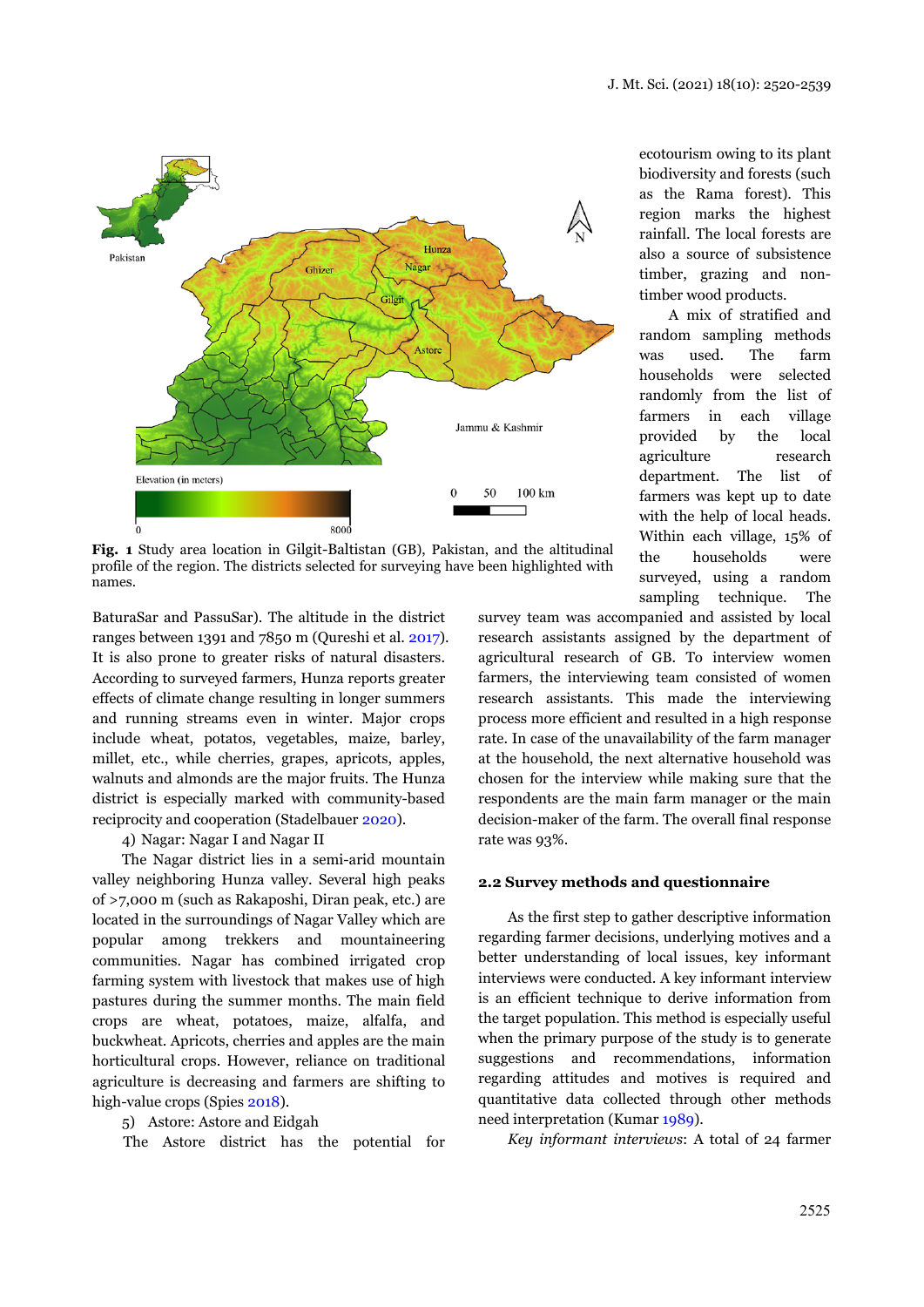**Fig. 1** Study area location in Gilgit-Baltistan (GB), Pakistan, and the altitudinal profile of the region. The districts selected for surveying have been highlighted with names.

BaturaSar and PassuSar). The altitude in the district ranges between 1391 and 7850 m (Qureshi et al. 2017). It is also prone to greater risks of natural disasters. According to surveyed farmers, Hunza reports greater effects of climate change resulting in longer summers and running streams even in winter. Major crops include wheat, potatos, vegetables, maize, barley, millet, etc., while cherries, grapes, apricots, apples, walnuts and almonds are the major fruits. The Hunza district is especially marked with community-based reciprocity and cooperation (Stadelbauer 2020).

4) Nagar: Nagar I and Nagar II

The Nagar district lies in a semi-arid mountain valley neighboring Hunza valley. Several high peaks of >7,000 m (such as Rakaposhi, Diran peak, etc.) are located in the surroundings of Nagar Valley which are popular among trekkers and mountaineering communities. Nagar has combined irrigated crop farming system with livestock that makes use of high pastures during the summer months. The main field crops are wheat, potatoes, maize, alfalfa, and buckwheat. Apricots, cherries and apples are the main horticultural crops. However, reliance on traditional agriculture is decreasing and farmers are shifting to high-value crops (Spies 2018).

5) Astore: Astore and Eidgah

The Astore district has the potential for ecotourism owing to its plant biodiversity and forests (such as the Rama forest). This region marks the highest rainfall. The local forests are also a source of subsistence timber, grazing and non-timber wood products.

A mix of stratified and random sampling methods was used. The farm households were selected randomly from the list of farmers in each village provided by the local agriculture research department. The list of farmers was kept up to date with the help of local heads. Within each village, 15% of the households were surveyed, using a random sampling technique. The survey team was accompanied and assisted by local research assistants assigned by the department of agricultural research of GB. To interview women farmers, the interviewing team consisted of women research assistants. This made the interviewing process more efficient and resulted in a high response rate. In case of the unavailability of the farm manager at the household, the next alternative household was chosen for the interview while making sure that the respondents are the main farm manager or the main decision-maker of the farm. The overall final response rate was 93%.

### 2.2 Survey methods and questionnaire

As the first step to gather descriptive information regarding farmer decisions, underlying motives and a better understanding of local issues, key informant interviews were conducted. A key informant interview is an efficient technique to derive information from the target population. This method is especially useful when the primary purpose of the study is to generate suggestions and recommendations, information regarding attitudes and motives is required and quantitative data collected through other methods need interpretation (Kumar 1989).

*Key informant interviews*: A total of 24 farmer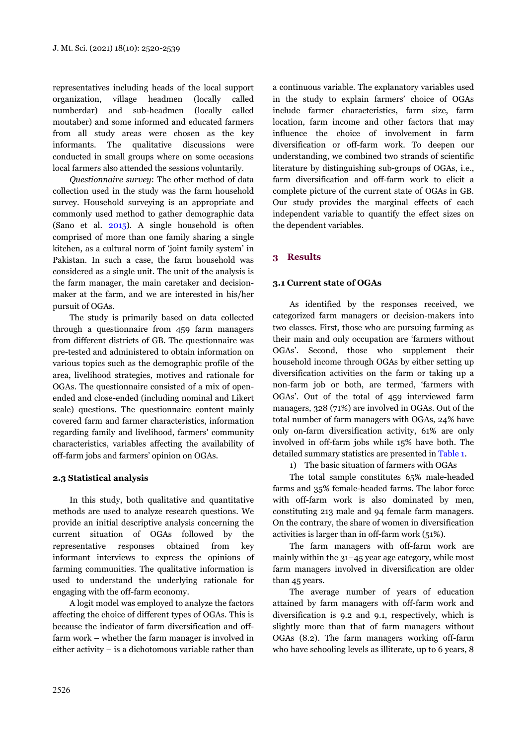representatives including heads of the local support organization, village headmen (locally called numberdar) and sub-headmen (locally called moutaber) and some informed and educated farmers from all study areas were chosen as the key informants. The qualitative discussions were conducted in small groups where on some occasions local farmers also attended the sessions voluntarily.

*Questionnaire survey*: The other method of data collection used in the study was the farm household survey. Household surveying is an appropriate and commonly used method to gather demographic data (Sano et al. 2015). A single household is often comprised of more than one family sharing a single kitchen, as a cultural norm of 'joint family system' in Pakistan. In such a case, the farm household was considered as a single unit. The unit of the analysis is the farm manager, the main caretaker and decision-maker at the farm, and we are interested in his/her pursuit of OGAs.

The study is primarily based on data collected through a questionnaire from 459 farm managers from different districts of GB. The questionnaire was pre-tested and administered to obtain information on various topics such as the demographic profile of the area, livelihood strategies, motives and rationale for OGAs. The questionnaire consisted of a mix of open-ended and close-ended (including nominal and Likert scale) questions. The questionnaire content mainly covered farm and farmer characteristics, information regarding family and livelihood, farmers' community characteristics, variables affecting the availability of off-farm jobs and farmers' opinion on OGAs.

### 2.3 Statistical analysis

In this study, both qualitative and quantitative methods are used to analyze research questions. We provide an initial descriptive analysis concerning the current situation of OGAs followed by the representative responses obtained from key informant interviews to express the opinions of farming communities. The qualitative information is used to understand the underlying rationale for engaging with the off-farm economy.

A logit model was employed to analyze the factors affecting the choice of different types of OGAs. This is because the indicator of farm diversification and off-farm work – whether the farm manager is involved in either activity – is a dichotomous variable rather than a continuous variable. The explanatory variables used in the study to explain farmers' choice of OGAs include farmer characteristics, farm size, farm location, farm income and other factors that may influence the choice of involvement in farm diversification or off-farm work. To deepen our understanding, we combined two strands of scientific literature by distinguishing sub-groups of OGAs, i.e., farm diversification and off-farm work to elicit a complete picture of the current state of OGAs in GB. Our study provides the marginal effects of each independent variable to quantify the effect sizes on the dependent variables.

## 3 Results

### 3.1 Current state of OGAs

As identified by the responses received, we categorized farm managers or decision-makers into two classes. First, those who are pursuing farming as their main and only occupation are 'farmers without OGAs'. Second, those who supplement their household income through OGAs by either setting up diversification activities on the farm or taking up a non-farm job or both, are termed, 'farmers with OGAs'. Out of the total of 459 interviewed farm managers, 328 (71%) are involved in OGAs. Out of the total number of farm managers with OGAs, 24% have only on-farm diversification activity, 61% are only involved in off-farm jobs while 15% have both. The detailed summary statistics are presented in Table 1.

1) The basic situation of farmers with OGAs

The total sample constitutes 65% male-headed farms and 35% female-headed farms. The labor force with off-farm work is also dominated by men, constituting 213 male and 94 female farm managers. On the contrary, the share of women in diversification activities is larger than in off-farm work (51%).

The farm managers with off-farm work are mainly within the 31–45 year age category, while most farm managers involved in diversification are older than 45 years.

The average number of years of education attained by farm managers with off-farm work and diversification is 9.2 and 9.1, respectively, which is slightly more than that of farm managers without OGAs (8.2). The farm managers working off-farm who have schooling levels as illiterate, up to 6 years, 8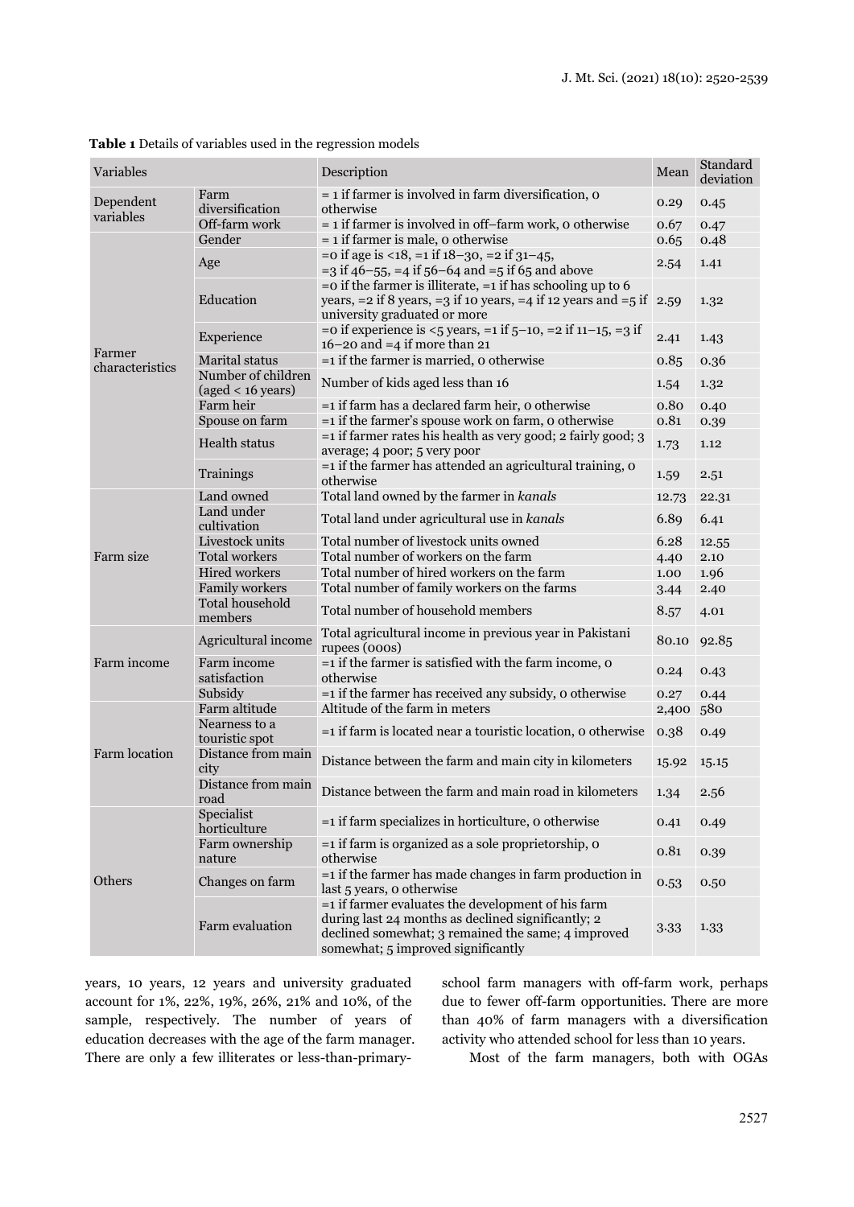**Table 1** Details of variables used in the regression models

| Variables | | Description | Mean | Standard deviation |
|---|---|---|---|---|
| Dependent variables | Farm diversification | = 1 if farmer is involved in farm diversification, 0 otherwise | 0.29 | 0.45 |
| | Off-farm work | = 1 if farmer is involved in off–farm work, 0 otherwise | 0.67 | 0.47 |
| Farmer characteristics | Gender | = 1 if farmer is male, 0 otherwise | 0.65 | 0.48 |
| | Age | =0 if age is <18, =1 if 18–30, =2 if 31–45, =3 if 46–55, =4 if 56–64 and =5 if 65 and above | 2.54 | 1.41 |
| | Education | =0 if the farmer is illiterate, =1 if has schooling up to 6 years, =2 if 8 years, =3 if 10 years, =4 if 12 years and =5 if university graduated or more | 2.59 | 1.32 |
| | Experience | =0 if experience is <5 years, =1 if 5–10, =2 if 11–15, =3 if 16–20 and =4 if more than 21 | 2.41 | 1.43 |
| | Marital status | =1 if the farmer is married, 0 otherwise | 0.85 | 0.36 |
| | Number of children (aged < 16 years) | Number of kids aged less than 16 | 1.54 | 1.32 |
| | Farm heir | =1 if farm has a declared farm heir, 0 otherwise | 0.80 | 0.40 |
| | Spouse on farm | =1 if the farmer's spouse work on farm, 0 otherwise | 0.81 | 0.39 |
| | Health status | =1 if farmer rates his health as very good; 2 fairly good; 3 average; 4 poor; 5 very poor | 1.73 | 1.12 |
| | Trainings | =1 if the farmer has attended an agricultural training, 0 otherwise | 1.59 | 2.51 |
| Farm size | Land owned | Total land owned by the farmer in *kanals* | 12.73 | 22.31 |
| | Land under cultivation | Total land under agricultural use in *kanals* | 6.89 | 6.41 |
| | Livestock units | Total number of livestock units owned | 6.28 | 12.55 |
| | Total workers | Total number of workers on the farm | 4.40 | 2.10 |
| | Hired workers | Total number of hired workers on the farm | 1.00 | 1.96 |
| | Family workers | Total number of family workers on the farms | 3.44 | 2.40 |
| | Total household members | Total number of household members | 8.57 | 4.01 |
| Farm income | Agricultural income | Total agricultural income in previous year in Pakistani rupees (000s) | 80.10 | 92.85 |
| | Farm income satisfaction | =1 if the farmer is satisfied with the farm income, 0 otherwise | 0.24 | 0.43 |
| | Subsidy | =1 if the farmer has received any subsidy, 0 otherwise | 0.27 | 0.44 |
| Farm location | Farm altitude | Altitude of the farm in meters | 2,400 | 580 |
| | Nearness to a touristic spot | =1 if farm is located near a touristic location, 0 otherwise | 0.38 | 0.49 |
| | Distance from main city | Distance between the farm and main city in kilometers | 15.92 | 15.15 |
| | Distance from main road | Distance between the farm and main road in kilometers | 1.34 | 2.56 |
| Others | Specialist horticulture | =1 if farm specializes in horticulture, 0 otherwise | 0.41 | 0.49 |
| | Farm ownership nature | =1 if farm is organized as a sole proprietorship, 0 otherwise | 0.81 | 0.39 |
| | Changes on farm | =1 if the farmer has made changes in farm production in last 5 years, 0 otherwise | 0.53 | 0.50 |
| | Farm evaluation | =1 if farmer evaluates the development of his farm during last 24 months as declined significantly; 2 declined somewhat; 3 remained the same; 4 improved somewhat; 5 improved significantly | 3.33 | 1.33 |

years, 10 years, 12 years and university graduated account for 1%, 22%, 19%, 26%, 21% and 10%, of the sample, respectively. The number of years of education decreases with the age of the farm manager. There are only a few illiterates or less-than-primary-school farm managers with off-farm work, perhaps due to fewer off-farm opportunities. There are more than 40% of farm managers with a diversification activity who attended school for less than 10 years.

Most of the farm managers, both with OGAs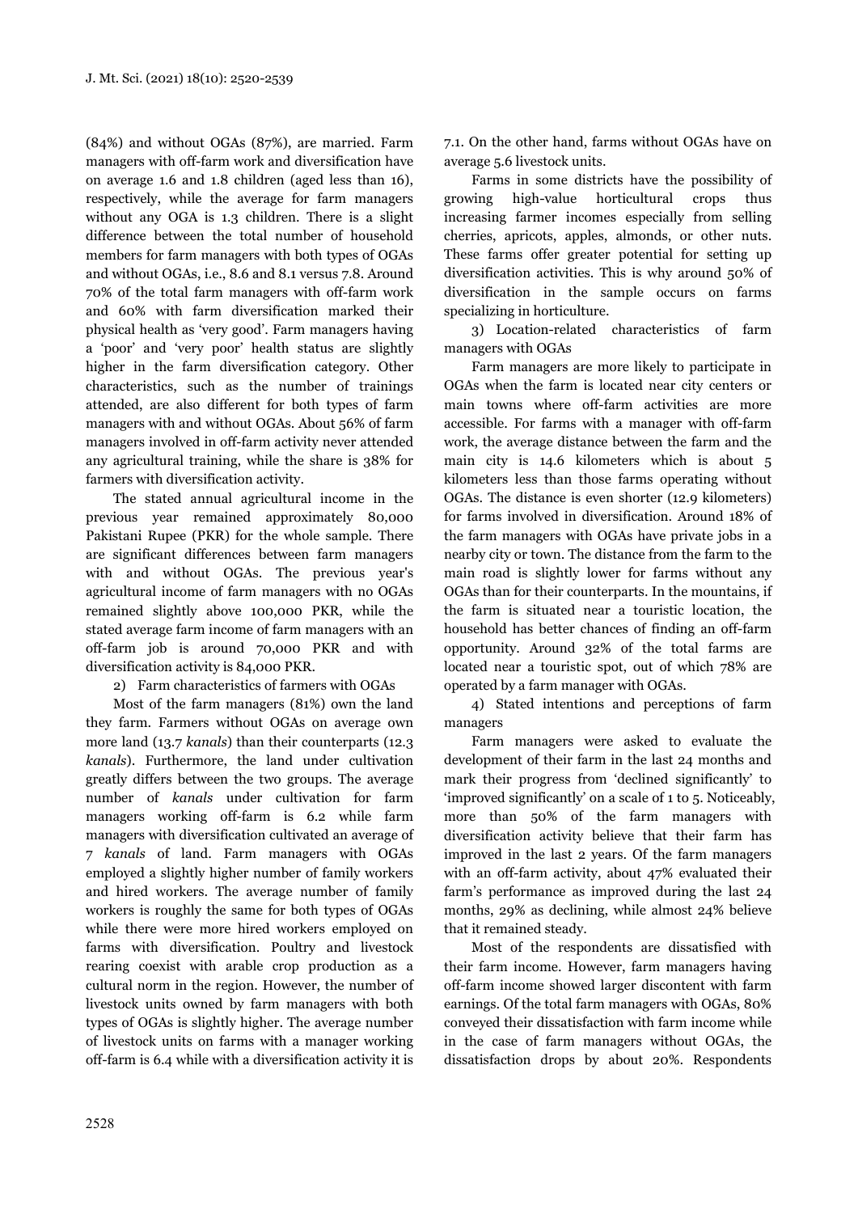(84%) and without OGAs (87%), are married. Farm managers with off-farm work and diversification have on average 1.6 and 1.8 children (aged less than 16), respectively, while the average for farm managers without any OGA is 1.3 children. There is a slight difference between the total number of household members for farm managers with both types of OGAs and without OGAs, i.e., 8.6 and 8.1 versus 7.8. Around 70% of the total farm managers with off-farm work and 60% with farm diversification marked their physical health as 'very good'. Farm managers having a 'poor' and 'very poor' health status are slightly higher in the farm diversification category. Other characteristics, such as the number of trainings attended, are also different for both types of farm managers with and without OGAs. About 56% of farm managers involved in off-farm activity never attended any agricultural training, while the share is 38% for farmers with diversification activity.

The stated annual agricultural income in the previous year remained approximately 80,000 Pakistani Rupee (PKR) for the whole sample. There are significant differences between farm managers with and without OGAs. The previous year's agricultural income of farm managers with no OGAs remained slightly above 100,000 PKR, while the stated average farm income of farm managers with an off-farm job is around 70,000 PKR and with diversification activity is 84,000 PKR.

2) Farm characteristics of farmers with OGAs

Most of the farm managers (81%) own the land they farm. Farmers without OGAs on average own more land (13.7 *kanals*) than their counterparts (12.3 *kanals*). Furthermore, the land under cultivation greatly differs between the two groups. The average number of *kanals* under cultivation for farm managers working off-farm is 6.2 while farm managers with diversification cultivated an average of 7 *kanals* of land. Farm managers with OGAs employed a slightly higher number of family workers and hired workers. The average number of family workers is roughly the same for both types of OGAs while there were more hired workers employed on farms with diversification. Poultry and livestock rearing coexist with arable crop production as a cultural norm in the region. However, the number of livestock units owned by farm managers with both types of OGAs is slightly higher. The average number of livestock units on farms with a manager working off-farm is 6.4 while with a diversification activity it is 7.1. On the other hand, farms without OGAs have on average 5.6 livestock units.

Farms in some districts have the possibility of growing high-value horticultural crops thus increasing farmer incomes especially from selling cherries, apricots, apples, almonds, or other nuts. These farms offer greater potential for setting up diversification activities. This is why around 50% of diversification in the sample occurs on farms specializing in horticulture.

3) Location-related characteristics of farm managers with OGAs

Farm managers are more likely to participate in OGAs when the farm is located near city centers or main towns where off-farm activities are more accessible. For farms with a manager with off-farm work, the average distance between the farm and the main city is 14.6 kilometers which is about 5 kilometers less than those farms operating without OGAs. The distance is even shorter (12.9 kilometers) for farms involved in diversification. Around 18% of the farm managers with OGAs have private jobs in a nearby city or town. The distance from the farm to the main road is slightly lower for farms without any OGAs than for their counterparts. In the mountains, if the farm is situated near a touristic location, the household has better chances of finding an off-farm opportunity. Around 32% of the total farms are located near a touristic spot, out of which 78% are operated by a farm manager with OGAs.

4) Stated intentions and perceptions of farm managers

Farm managers were asked to evaluate the development of their farm in the last 24 months and mark their progress from 'declined significantly' to 'improved significantly' on a scale of 1 to 5. Noticeably, more than 50% of the farm managers with diversification activity believe that their farm has improved in the last 2 years. Of the farm managers with an off-farm activity, about 47% evaluated their farm's performance as improved during the last 24 months, 29% as declining, while almost 24% believe that it remained steady.

Most of the respondents are dissatisfied with their farm income. However, farm managers having off-farm income showed larger discontent with farm earnings. Of the total farm managers with OGAs, 80% conveyed their dissatisfaction with farm income while in the case of farm managers without OGAs, the dissatisfaction drops by about 20%. Respondents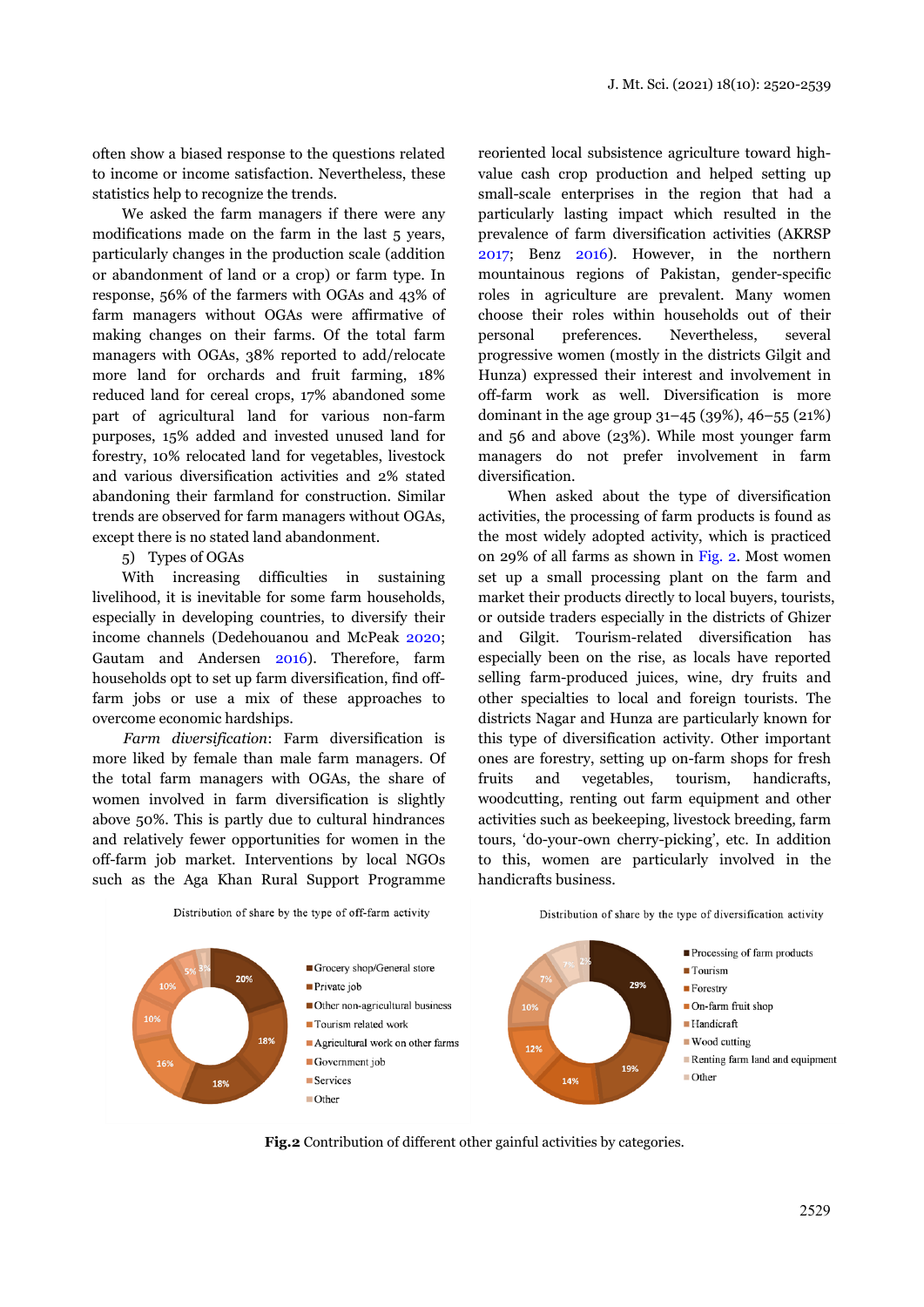often show a biased response to the questions related to income or income satisfaction. Nevertheless, these statistics help to recognize the trends.

We asked the farm managers if there were any modifications made on the farm in the last 5 years, particularly changes in the production scale (addition or abandonment of land or a crop) or farm type. In response, 56% of the farmers with OGAs and 43% of farm managers without OGAs were affirmative of making changes on their farms. Of the total farm managers with OGAs, 38% reported to add/relocate more land for orchards and fruit farming, 18% reduced land for cereal crops, 17% abandoned some part of agricultural land for various non-farm purposes, 15% added and invested unused land for forestry, 10% relocated land for vegetables, livestock and various diversification activities and 2% stated abandoning their farmland for construction. Similar trends are observed for farm managers without OGAs, except there is no stated land abandonment.

5) Types of OGAs

With increasing difficulties in sustaining livelihood, it is inevitable for some farm households, especially in developing countries, to diversify their income channels (Dedehouanou and McPeak 2020; Gautam and Andersen 2016). Therefore, farm households opt to set up farm diversification, find off-farm jobs or use a mix of these approaches to overcome economic hardships.

*Farm diversification*: Farm diversification is more liked by female than male farm managers. Of the total farm managers with OGAs, the share of women involved in farm diversification is slightly above 50%. This is partly due to cultural hindrances and relatively fewer opportunities for women in the off-farm job market. Interventions by local NGOs such as the Aga Khan Rural Support Programme reoriented local subsistence agriculture toward high-value cash crop production and helped setting up small-scale enterprises in the region that had a particularly lasting impact which resulted in the prevalence of farm diversification activities (AKRSP 2017; Benz 2016). However, in the northern mountainous regions of Pakistan, gender-specific roles in agriculture are prevalent. Many women choose their roles within households out of their personal preferences. Nevertheless, several progressive women (mostly in the districts Gilgit and Hunza) expressed their interest and involvement in off-farm work as well. Diversification is more dominant in the age group 31–45 (39%), 46–55 (21%) and 56 and above (23%). While most younger farm managers do not prefer involvement in farm diversification.

When asked about the type of diversification activities, the processing of farm products is found as the most widely adopted activity, which is practiced on 29% of all farms as shown in Fig. 2. Most women set up a small processing plant on the farm and market their products directly to local buyers, tourists, or outside traders especially in the districts of Ghizer and Gilgit. Tourism-related diversification has especially been on the rise, as locals have reported selling farm-produced juices, wine, dry fruits and other specialties to local and foreign tourists. The districts Nagar and Hunza are particularly known for this type of diversification activity. Other important ones are forestry, setting up on-farm shops for fresh fruits and vegetables, tourism, handicrafts, woodcutting, renting out farm equipment and other activities such as beekeeping, livestock breeding, farm tours, 'do-your-own cherry-picking', etc. In addition to this, women are particularly involved in the handicrafts business.

**Fig.2** Contribution of different other gainful activities by categories.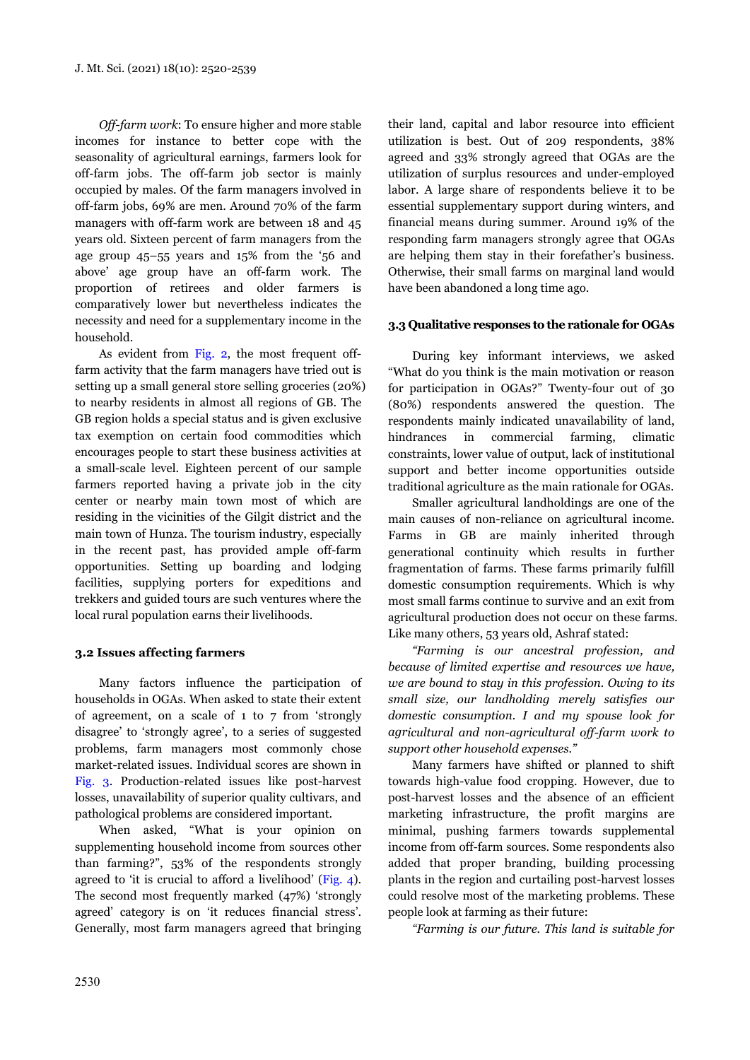*Off-farm work*: To ensure higher and more stable incomes for instance to better cope with the seasonality of agricultural earnings, farmers look for off-farm jobs. The off-farm job sector is mainly occupied by males. Of the farm managers involved in off-farm jobs, 69% are men. Around 70% of the farm managers with off-farm work are between 18 and 45 years old. Sixteen percent of farm managers from the age group 45–55 years and 15% from the '56 and above' age group have an off-farm work. The proportion of retirees and older farmers is comparatively lower but nevertheless indicates the necessity and need for a supplementary income in the household.

As evident from Fig. 2, the most frequent off-farm activity that the farm managers have tried out is setting up a small general store selling groceries (20%) to nearby residents in almost all regions of GB. The GB region holds a special status and is given exclusive tax exemption on certain food commodities which encourages people to start these business activities at a small-scale level. Eighteen percent of our sample farmers reported having a private job in the city center or nearby main town most of which are residing in the vicinities of the Gilgit district and the main town of Hunza. The tourism industry, especially in the recent past, has provided ample off-farm opportunities. Setting up boarding and lodging facilities, supplying porters for expeditions and trekkers and guided tours are such ventures where the local rural population earns their livelihoods.

### 3.2 Issues affecting farmers

Many factors influence the participation of households in OGAs. When asked to state their extent of agreement, on a scale of 1 to 7 from 'strongly disagree' to 'strongly agree', to a series of suggested problems, farm managers most commonly chose market-related issues. Individual scores are shown in Fig. 3. Production-related issues like post-harvest losses, unavailability of superior quality cultivars, and pathological problems are considered important.

When asked, "What is your opinion on supplementing household income from sources other than farming?", 53% of the respondents strongly agreed to 'it is crucial to afford a livelihood' (Fig. 4). The second most frequently marked (47%) 'strongly agreed' category is on 'it reduces financial stress'. Generally, most farm managers agreed that bringing their land, capital and labor resource into efficient utilization is best. Out of 209 respondents, 38% agreed and 33% strongly agreed that OGAs are the utilization of surplus resources and under-employed labor. A large share of respondents believe it to be essential supplementary support during winters, and financial means during summer. Around 19% of the responding farm managers strongly agree that OGAs are helping them stay in their forefather's business. Otherwise, their small farms on marginal land would have been abandoned a long time ago.

### 3.3 Qualitative responses to the rationale for OGAs

During key informant interviews, we asked "What do you think is the main motivation or reason for participation in OGAs?" Twenty-four out of 30 (80%) respondents answered the question. The respondents mainly indicated unavailability of land, hindrances in commercial farming, climatic constraints, lower value of output, lack of institutional support and better income opportunities outside traditional agriculture as the main rationale for OGAs.

Smaller agricultural landholdings are one of the main causes of non-reliance on agricultural income. Farms in GB are mainly inherited through generational continuity which results in further fragmentation of farms. These farms primarily fulfill domestic consumption requirements. Which is why most small farms continue to survive and an exit from agricultural production does not occur on these farms. Like many others, 53 years old, Ashraf stated:

*"Farming is our ancestral profession, and because of limited expertise and resources we have, we are bound to stay in this profession. Owing to its small size, our landholding merely satisfies our domestic consumption. I and my spouse look for agricultural and non-agricultural off-farm work to support other household expenses."*

Many farmers have shifted or planned to shift towards high-value food cropping. However, due to post-harvest losses and the absence of an efficient marketing infrastructure, the profit margins are minimal, pushing farmers towards supplemental income from off-farm sources. Some respondents also added that proper branding, building processing plants in the region and curtailing post-harvest losses could resolve most of the marketing problems. These people look at farming as their future:

*"Farming is our future. This land is suitable for*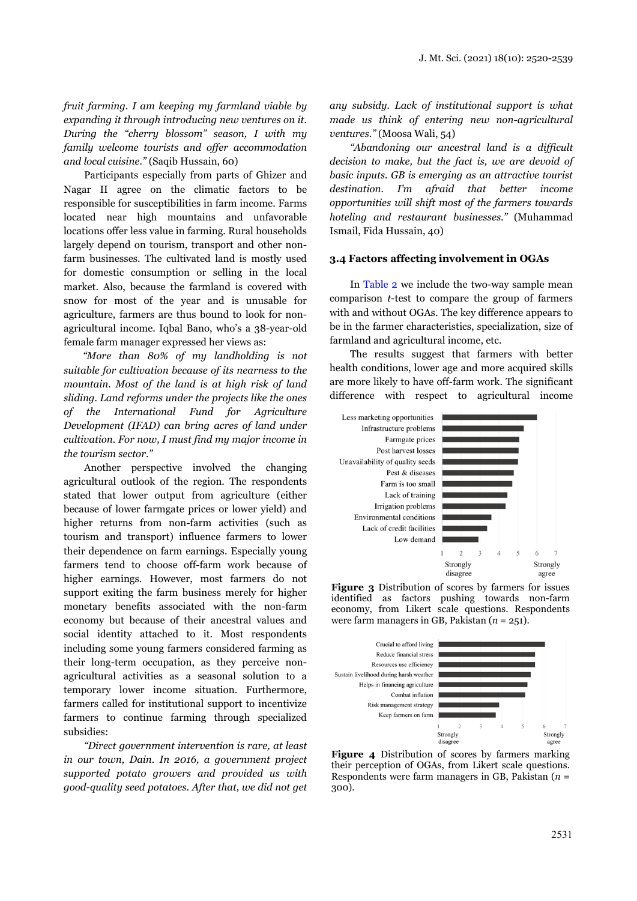*fruit farming. I am keeping my farmland viable by expanding it through introducing new ventures on it. During the "cherry blossom" season, I with my family welcome tourists and offer accommodation and local cuisine."* (Saqib Hussain, 60)

Participants especially from parts of Ghizer and Nagar II agree on the climatic factors to be responsible for susceptibilities in farm income. Farms located near high mountains and unfavorable locations offer less value in farming. Rural households largely depend on tourism, transport and other non-farm businesses. The cultivated land is mostly used for domestic consumption or selling in the local market. Also, because the farmland is covered with snow for most of the year and is unusable for agriculture, farmers are thus bound to look for non-agricultural income. Iqbal Bano, who's a 38-year-old female farm manager expressed her views as:

*"More than 80% of my landholding is not suitable for cultivation because of its nearness to the mountain. Most of the land is at high risk of land sliding. Land reforms under the projects like the ones of the International Fund for Agriculture Development (IFAD) can bring acres of land under cultivation. For now, I must find my major income in the tourism sector."*

Another perspective involved the changing agricultural outlook of the region. The respondents stated that lower output from agriculture (either because of lower farmgate prices or lower yield) and higher returns from non-farm activities (such as tourism and transport) influence farmers to lower their dependence on farm earnings. Especially young farmers tend to choose off-farm work because of higher earnings. However, most farmers do not support exiting the farm business merely for higher monetary benefits associated with the non-farm economy but because of their ancestral values and social identity attached to it. Most respondents including some young farmers considered farming as their long-term occupation, as they perceive non-agricultural activities as a seasonal solution to a temporary lower income situation. Furthermore, farmers called for institutional support to incentivize farmers to continue farming through specialized subsidies:

*"Direct government intervention is rare, at least in our town, Dain. In 2016, a government project supported potato growers and provided us with good-quality seed potatoes. After that, we did not get any subsidy. Lack of institutional support is what made us think of entering new non-agricultural ventures."* (Moosa Wali, 54)

*"Abandoning our ancestral land is a difficult decision to make, but the fact is, we are devoid of basic inputs. GB is emerging as an attractive tourist destination. I'm afraid that better income opportunities will shift most of the farmers towards hoteling and restaurant businesses."* (Muhammad Ismail, Fida Hussain, 40)

### 3.4 Factors affecting involvement in OGAs

In Table 2 we include the two-way sample mean comparison *t*-test to compare the group of farmers with and without OGAs. The key difference appears to be in the farmer characteristics, specialization, size of farmland and agricultural income, etc.

The results suggest that farmers with better health conditions, lower age and more acquired skills are more likely to have off-farm work. The significant difference with respect to agricultural income

**Figure 3** Distribution of scores by farmers for issues identified as factors pushing towards non-farm economy, from Likert scale questions. Respondents were farm managers in GB, Pakistan ($n$ = 251).

**Figure 4** Distribution of scores by farmers marking their perception of OGAs, from Likert scale questions. Respondents were farm managers in GB, Pakistan ($n$ = 300).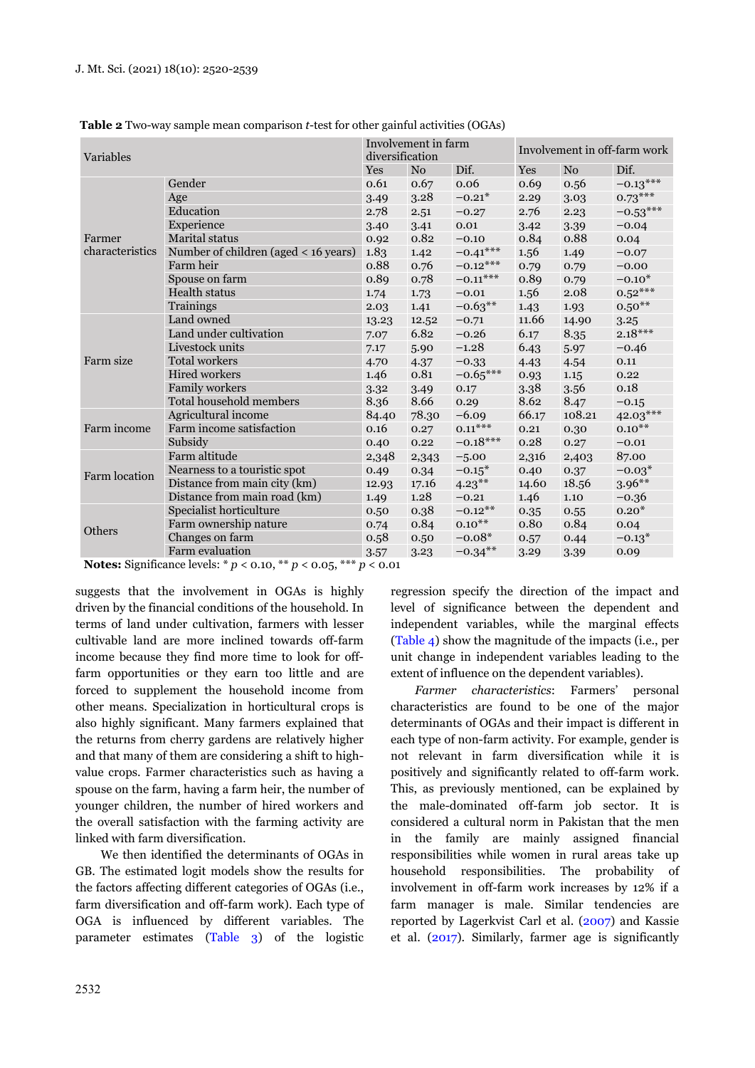**Table 2** Two-way sample mean comparison *t*-test for other gainful activities (OGAs)

| Variables | | Involvement in farm diversification | | | Involvement in off-farm work | | |
|---|---|---|---|---|---|---|---|
| | | Yes | No | Dif. | Yes | No | Dif. |
| Farmer characteristics | Gender | 0.61 | 0.67 | 0.06 | 0.69 | 0.56 | −0.13*** |
| | Age | 3.49 | 3.28 | −0.21* | 2.29 | 3.03 | 0.73*** |
| | Education | 2.78 | 2.51 | −0.27 | 2.76 | 2.23 | −0.53*** |
| | Experience | 3.40 | 3.41 | 0.01 | 3.42 | 3.39 | −0.04 |
| | Marital status | 0.92 | 0.82 | −0.10 | 0.84 | 0.88 | 0.04 |
| | Number of children (aged < 16 years) | 1.83 | 1.42 | −0.41*** | 1.56 | 1.49 | −0.07 |
| | Farm heir | 0.88 | 0.76 | −0.12*** | 0.79 | 0.79 | −0.00 |
| | Spouse on farm | 0.89 | 0.78 | −0.11*** | 0.89 | 0.79 | −0.10* |
| | Health status | 1.74 | 1.73 | −0.01 | 1.56 | 2.08 | 0.52*** |
| | Trainings | 2.03 | 1.41 | −0.63** | 1.43 | 1.93 | 0.50** |
| Farm size | Land owned | 13.23 | 12.52 | −0.71 | 11.66 | 14.90 | 3.25 |
| | Land under cultivation | 7.07 | 6.82 | −0.26 | 6.17 | 8.35 | 2.18*** |
| | Livestock units | 7.17 | 5.90 | −1.28 | 6.43 | 5.97 | −0.46 |
| | Total workers | 4.70 | 4.37 | −0.33 | 4.43 | 4.54 | 0.11 |
| | Hired workers | 1.46 | 0.81 | −0.65*** | 0.93 | 1.15 | 0.22 |
| | Family workers | 3.32 | 3.49 | 0.17 | 3.38 | 3.56 | 0.18 |
| | Total household members | 8.36 | 8.66 | 0.29 | 8.62 | 8.47 | −0.15 |
| Farm income | Agricultural income | 84.40 | 78.30 | −6.09 | 66.17 | 108.21 | 42.03*** |
| | Farm income satisfaction | 0.16 | 0.27 | 0.11*** | 0.21 | 0.30 | 0.10** |
| | Subsidy | 0.40 | 0.22 | −0.18*** | 0.28 | 0.27 | −0.01 |
| Farm location | Farm altitude | 2,348 | 2,343 | −5.00 | 2,316 | 2,403 | 87.00 |
| | Nearness to a touristic spot | 0.49 | 0.34 | −0.15* | 0.40 | 0.37 | −0.03* |
| | Distance from main city (km) | 12.93 | 17.16 | 4.23** | 14.60 | 18.56 | 3.96** |
| | Distance from main road (km) | 1.49 | 1.28 | −0.21 | 1.46 | 1.10 | −0.36 |
| Others | Specialist horticulture | 0.50 | 0.38 | −0.12** | 0.35 | 0.55 | 0.20* |
| | Farm ownership nature | 0.74 | 0.84 | 0.10** | 0.80 | 0.84 | 0.04 |
| | Changes on farm | 0.58 | 0.50 | −0.08* | 0.57 | 0.44 | −0.13* |
| | Farm evaluation | 3.57 | 3.23 | −0.34** | 3.29 | 3.39 | 0.09 |

**Notes:** Significance levels: * $p < 0.10$, ** $p < 0.05$, *** $p < 0.01$

suggests that the involvement in OGAs is highly driven by the financial conditions of the household. In terms of land under cultivation, farmers with lesser cultivable land are more inclined towards off-farm income because they find more time to look for off-farm opportunities or they earn too little and are forced to supplement the household income from other means. Specialization in horticultural crops is also highly significant. Many farmers explained that the returns from cherry gardens are relatively higher and that many of them are considering a shift to high-value crops. Farmer characteristics such as having a spouse on the farm, having a farm heir, the number of younger children, the number of hired workers and the overall satisfaction with the farming activity are linked with farm diversification.

We then identified the determinants of OGAs in GB. The estimated logit models show the results for the factors affecting different categories of OGAs (i.e., farm diversification and off-farm work). Each type of OGA is influenced by different variables. The parameter estimates (Table 3) of the logistic regression specify the direction of the impact and level of significance between the dependent and independent variables, while the marginal effects (Table 4) show the magnitude of the impacts (i.e., per unit change in independent variables leading to the extent of influence on the dependent variables).

*Farmer characteristics*: Farmers' personal characteristics are found to be one of the major determinants of OGAs and their impact is different in each type of non-farm activity. For example, gender is not relevant in farm diversification while it is positively and significantly related to off-farm work. This, as previously mentioned, can be explained by the male-dominated off-farm job sector. It is considered a cultural norm in Pakistan that the men in the family are mainly assigned financial responsibilities while women in rural areas take up household responsibilities. The probability of involvement in off-farm work increases by 12% if a farm manager is male. Similar tendencies are reported by Lagerkvist Carl et al. (2007) and Kassie et al. (2017). Similarly, farmer age is significantly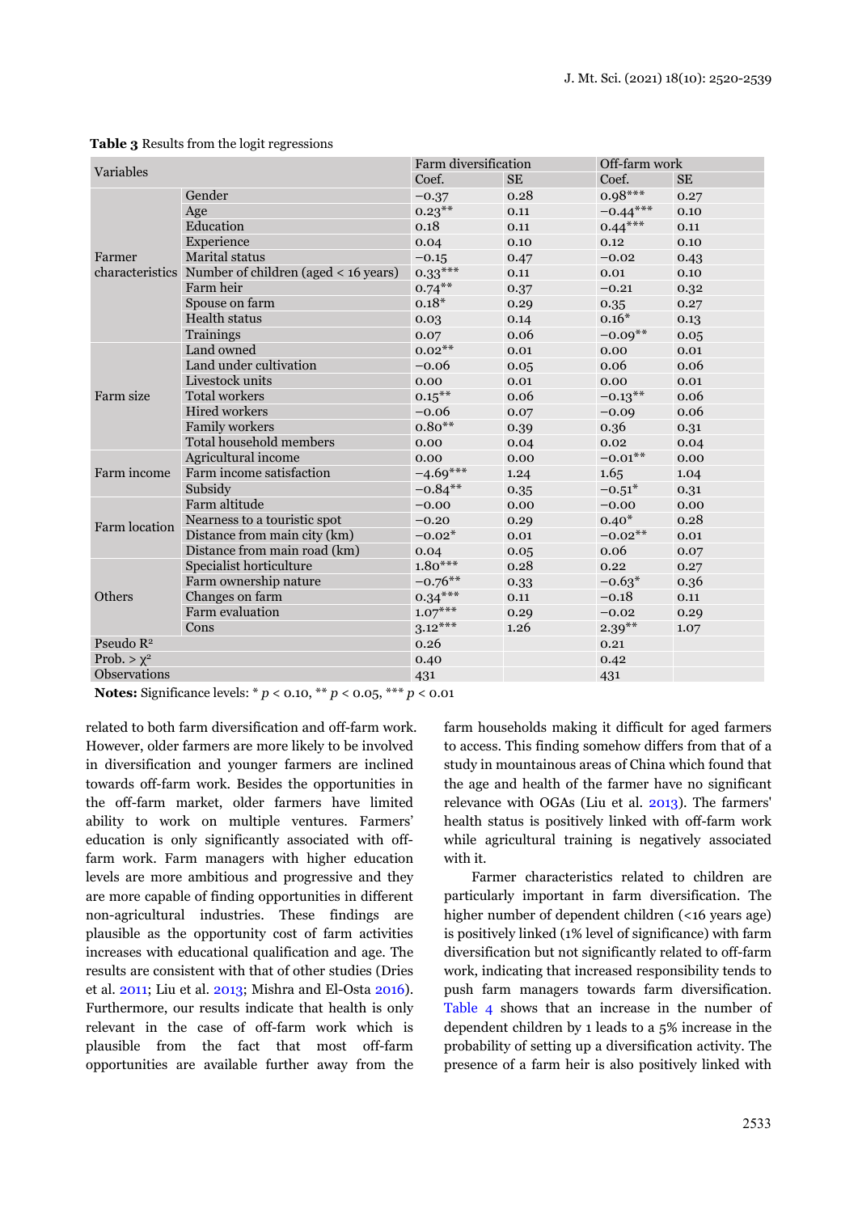**Table 3** Results from the logit regressions

| Variables | | Farm diversification | | Off-farm work | |
|---|---|---|---|---|---|
| | | Coef. | SE | Coef. | SE |
| Farmer characteristics | Gender | −0.37 | 0.28 | 0.98*** | 0.27 |
| | Age | 0.23** | 0.11 | −0.44*** | 0.10 |
| | Education | 0.18 | 0.11 | 0.44*** | 0.11 |
| | Experience | 0.04 | 0.10 | 0.12 | 0.10 |
| | Marital status | −0.15 | 0.47 | −0.02 | 0.43 |
| | Number of children (aged < 16 years) | 0.33*** | 0.11 | 0.01 | 0.10 |
| | Farm heir | 0.74** | 0.37 | −0.21 | 0.32 |
| | Spouse on farm | 0.18* | 0.29 | 0.35 | 0.27 |
| | Health status | 0.03 | 0.14 | 0.16* | 0.13 |
| | Trainings | 0.07 | 0.06 | −0.09** | 0.05 |
| Farm size | Land owned | 0.02** | 0.01 | 0.00 | 0.01 |
| | Land under cultivation | −0.06 | 0.05 | 0.06 | 0.06 |
| | Livestock units | 0.00 | 0.01 | 0.00 | 0.01 |
| | Total workers | 0.15** | 0.06 | −0.13** | 0.06 |
| | Hired workers | −0.06 | 0.07 | −0.09 | 0.06 |
| | Family workers | 0.80** | 0.39 | 0.36 | 0.31 |
| | Total household members | 0.00 | 0.04 | 0.02 | 0.04 |
| Farm income | Agricultural income | 0.00 | 0.00 | −0.01** | 0.00 |
| | Farm income satisfaction | −4.69*** | 1.24 | 1.65 | 1.04 |
| | Subsidy | −0.84** | 0.35 | −0.51* | 0.31 |
| Farm location | Farm altitude | −0.00 | 0.00 | −0.00 | 0.00 |
| | Nearness to a touristic spot | −0.20 | 0.29 | 0.40* | 0.28 |
| | Distance from main city (km) | −0.02* | 0.01 | −0.02** | 0.01 |
| | Distance from main road (km) | 0.04 | 0.05 | 0.06 | 0.07 |
| Others | Specialist horticulture | 1.80*** | 0.28 | 0.22 | 0.27 |
| | Farm ownership nature | −0.76** | 0.33 | −0.63* | 0.36 |
| | Changes on farm | 0.34*** | 0.11 | −0.18 | 0.11 |
| | Farm evaluation | 1.07*** | 0.29 | −0.02 | 0.29 |
| | Cons | 3.12*** | 1.26 | 2.39** | 1.07 |
| Pseudo $R^2$ | | 0.26 | | 0.21 | |
| Prob. > $\chi^2$ | | 0.40 | | 0.42 | |
| Observations | | 431 | | 431 | |

**Notes:** Significance levels: * $p < 0.10$, ** $p < 0.05$, *** $p < 0.01$

related to both farm diversification and off-farm work. However, older farmers are more likely to be involved in diversification and younger farmers are inclined towards off-farm work. Besides the opportunities in the off-farm market, older farmers have limited ability to work on multiple ventures. Farmers' education is only significantly associated with off-farm work. Farm managers with higher education levels are more ambitious and progressive and they are more capable of finding opportunities in different non-agricultural industries. These findings are plausible as the opportunity cost of farm activities increases with educational qualification and age. The results are consistent with that of other studies (Dries et al. 2011; Liu et al. 2013; Mishra and El-Osta 2016). Furthermore, our results indicate that health is only relevant in the case of off-farm work which is plausible from the fact that most off-farm opportunities are available further away from the farm households making it difficult for aged farmers to access. This finding somehow differs from that of a study in mountainous areas of China which found that the age and health of the farmer have no significant relevance with OGAs (Liu et al. 2013). The farmers' health status is positively linked with off-farm work while agricultural training is negatively associated with it.

Farmer characteristics related to children are particularly important in farm diversification. The higher number of dependent children (<16 years age) is positively linked (1% level of significance) with farm diversification but not significantly related to off-farm work, indicating that increased responsibility tends to push farm managers towards farm diversification. Table 4 shows that an increase in the number of dependent children by 1 leads to a 5% increase in the probability of setting up a diversification activity. The presence of a farm heir is also positively linked with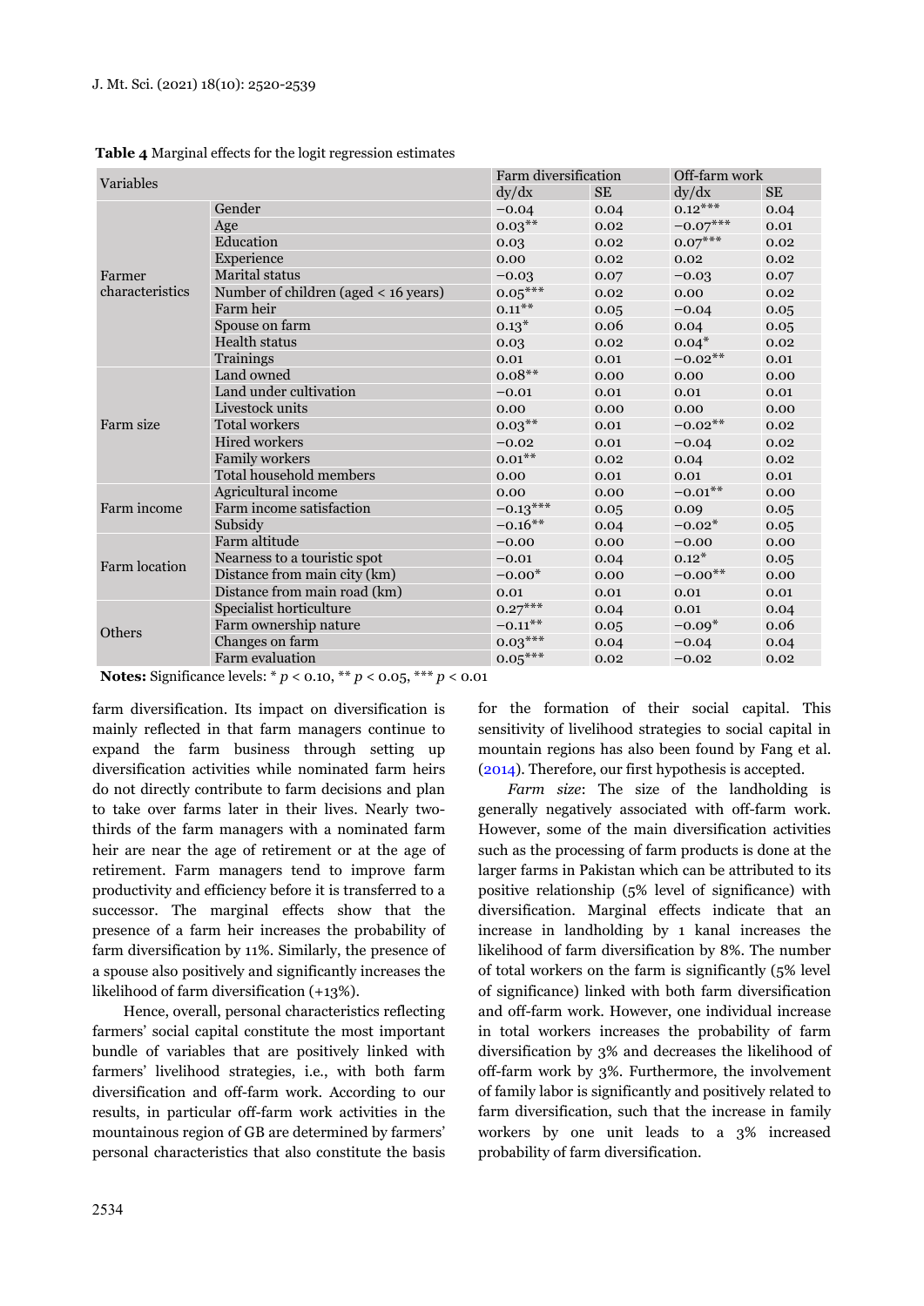**Table 4** Marginal effects for the logit regression estimates

| Variables | | Farm diversification | | Off-farm work | |
|---|---|---|---|---|---|
| | | dy/dx | SE | dy/dx | SE |
| Farmer characteristics | Gender | −0.04 | 0.04 | 0.12*** | 0.04 |
| | Age | 0.03** | 0.02 | −0.07*** | 0.01 |
| | Education | 0.03 | 0.02 | 0.07*** | 0.02 |
| | Experience | 0.00 | 0.02 | 0.02 | 0.02 |
| | Marital status | −0.03 | 0.07 | −0.03 | 0.07 |
| | Number of children (aged < 16 years) | 0.05*** | 0.02 | 0.00 | 0.02 |
| | Farm heir | 0.11** | 0.05 | −0.04 | 0.05 |
| | Spouse on farm | 0.13* | 0.06 | 0.04 | 0.05 |
| | Health status | 0.03 | 0.02 | 0.04* | 0.02 |
| | Trainings | 0.01 | 0.01 | −0.02** | 0.01 |
| Farm size | Land owned | 0.08** | 0.00 | 0.00 | 0.00 |
| | Land under cultivation | −0.01 | 0.01 | 0.01 | 0.01 |
| | Livestock units | 0.00 | 0.00 | 0.00 | 0.00 |
| | Total workers | 0.03** | 0.01 | −0.02** | 0.02 |
| | Hired workers | −0.02 | 0.01 | −0.04 | 0.02 |
| | Family workers | 0.01** | 0.02 | 0.04 | 0.02 |
| | Total household members | 0.00 | 0.01 | 0.01 | 0.01 |
| Farm income | Agricultural income | 0.00 | 0.00 | −0.01** | 0.00 |
| | Farm income satisfaction | −0.13*** | 0.05 | 0.09 | 0.05 |
| | Subsidy | −0.16** | 0.04 | −0.02* | 0.05 |
| Farm location | Farm altitude | −0.00 | 0.00 | −0.00 | 0.00 |
| | Nearness to a touristic spot | −0.01 | 0.04 | 0.12* | 0.05 |
| | Distance from main city (km) | −0.00* | 0.00 | −0.00** | 0.00 |
| | Distance from main road (km) | 0.01 | 0.01 | 0.01 | 0.01 |
| Others | Specialist horticulture | 0.27*** | 0.04 | 0.01 | 0.04 |
| | Farm ownership nature | −0.11** | 0.05 | −0.09* | 0.06 |
| | Changes on farm | 0.03*** | 0.04 | −0.04 | 0.04 |
| | Farm evaluation | 0.05*** | 0.02 | −0.02 | 0.02 |

**Notes:** Significance levels: * $p < 0.10$, ** $p < 0.05$, *** $p < 0.01$

farm diversification. Its impact on diversification is mainly reflected in that farm managers continue to expand the farm business through setting up diversification activities while nominated farm heirs do not directly contribute to farm decisions and plan to take over farms later in their lives. Nearly two-thirds of the farm managers with a nominated farm heir are near the age of retirement or at the age of retirement. Farm managers tend to improve farm productivity and efficiency before it is transferred to a successor. The marginal effects show that the presence of a farm heir increases the probability of farm diversification by 11%. Similarly, the presence of a spouse also positively and significantly increases the likelihood of farm diversification (+13%).

Hence, overall, personal characteristics reflecting farmers' social capital constitute the most important bundle of variables that are positively linked with farmers' livelihood strategies, i.e., with both farm diversification and off-farm work. According to our results, in particular off-farm work activities in the mountainous region of GB are determined by farmers' personal characteristics that also constitute the basis for the formation of their social capital. This sensitivity of livelihood strategies to social capital in mountain regions has also been found by Fang et al. (2014). Therefore, our first hypothesis is accepted.

*Farm size*: The size of the landholding is generally negatively associated with off-farm work. However, some of the main diversification activities such as the processing of farm products is done at the larger farms in Pakistan which can be attributed to its positive relationship (5% level of significance) with diversification. Marginal effects indicate that an increase in landholding by 1 kanal increases the likelihood of farm diversification by 8%. The number of total workers on the farm is significantly (5% level of significance) linked with both farm diversification and off-farm work. However, one individual increase in total workers increases the probability of farm diversification by 3% and decreases the likelihood of off-farm work by 3%. Furthermore, the involvement of family labor is significantly and positively related to farm diversification, such that the increase in family workers by one unit leads to a 3% increased probability of farm diversification.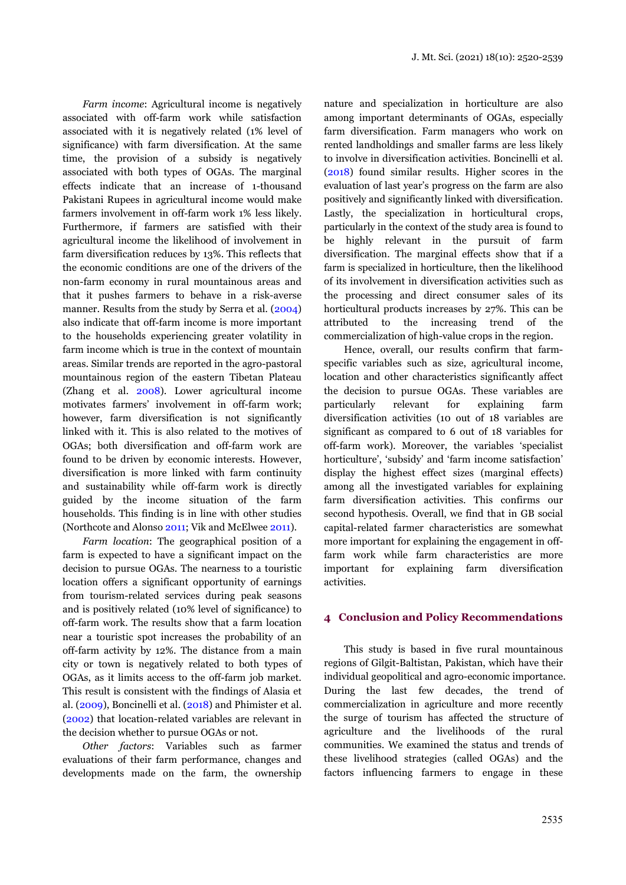*Farm income*: Agricultural income is negatively associated with off-farm work while satisfaction associated with it is negatively related (1% level of significance) with farm diversification. At the same time, the provision of a subsidy is negatively associated with both types of OGAs. The marginal effects indicate that an increase of 1-thousand Pakistani Rupees in agricultural income would make farmers involvement in off-farm work 1% less likely. Furthermore, if farmers are satisfied with their agricultural income the likelihood of involvement in farm diversification reduces by 13%. This reflects that the economic conditions are one of the drivers of the non-farm economy in rural mountainous areas and that it pushes farmers to behave in a risk-averse manner. Results from the study by Serra et al. (2004) also indicate that off-farm income is more important to the households experiencing greater volatility in farm income which is true in the context of mountain areas. Similar trends are reported in the agro-pastoral mountainous region of the eastern Tibetan Plateau (Zhang et al. 2008). Lower agricultural income motivates farmers' involvement in off-farm work; however, farm diversification is not significantly linked with it. This is also related to the motives of OGAs; both diversification and off-farm work are found to be driven by economic interests. However, diversification is more linked with farm continuity and sustainability while off-farm work is directly guided by the income situation of the farm households. This finding is in line with other studies (Northcote and Alonso 2011; Vik and McElwee 2011).

*Farm location*: The geographical position of a farm is expected to have a significant impact on the decision to pursue OGAs. The nearness to a touristic location offers a significant opportunity of earnings from tourism-related services during peak seasons and is positively related (10% level of significance) to off-farm work. The results show that a farm location near a touristic spot increases the probability of an off-farm activity by 12%. The distance from a main city or town is negatively related to both types of OGAs, as it limits access to the off-farm job market. This result is consistent with the findings of Alasia et al. (2009), Boncinelli et al. (2018) and Phimister et al. (2002) that location-related variables are relevant in the decision whether to pursue OGAs or not.

*Other factors*: Variables such as farmer evaluations of their farm performance, changes and developments made on the farm, the ownership nature and specialization in horticulture are also among important determinants of OGAs, especially farm diversification. Farm managers who work on rented landholdings and smaller farms are less likely to involve in diversification activities. Boncinelli et al. (2018) found similar results. Higher scores in the evaluation of last year's progress on the farm are also positively and significantly linked with diversification. Lastly, the specialization in horticultural crops, particularly in the context of the study area is found to be highly relevant in the pursuit of farm diversification. The marginal effects show that if a farm is specialized in horticulture, then the likelihood of its involvement in diversification activities such as the processing and direct consumer sales of its horticultural products increases by 27%. This can be attributed to the increasing trend of the commercialization of high-value crops in the region.

Hence, overall, our results confirm that farm-specific variables such as size, agricultural income, location and other characteristics significantly affect the decision to pursue OGAs. These variables are particularly relevant for explaining farm diversification activities (10 out of 18 variables are significant as compared to 6 out of 18 variables for off-farm work). Moreover, the variables 'specialist horticulture', 'subsidy' and 'farm income satisfaction' display the highest effect sizes (marginal effects) among all the investigated variables for explaining farm diversification activities. This confirms our second hypothesis. Overall, we find that in GB social capital-related farmer characteristics are somewhat more important for explaining the engagement in off-farm work while farm characteristics are more important for explaining farm diversification activities.

## 4 Conclusion and Policy Recommendations

This study is based in five rural mountainous regions of Gilgit-Baltistan, Pakistan, which have their individual geopolitical and agro-economic importance. During the last few decades, the trend of commercialization in agriculture and more recently the surge of tourism has affected the structure of agriculture and the livelihoods of the rural communities. We examined the status and trends of these livelihood strategies (called OGAs) and the factors influencing farmers to engage in these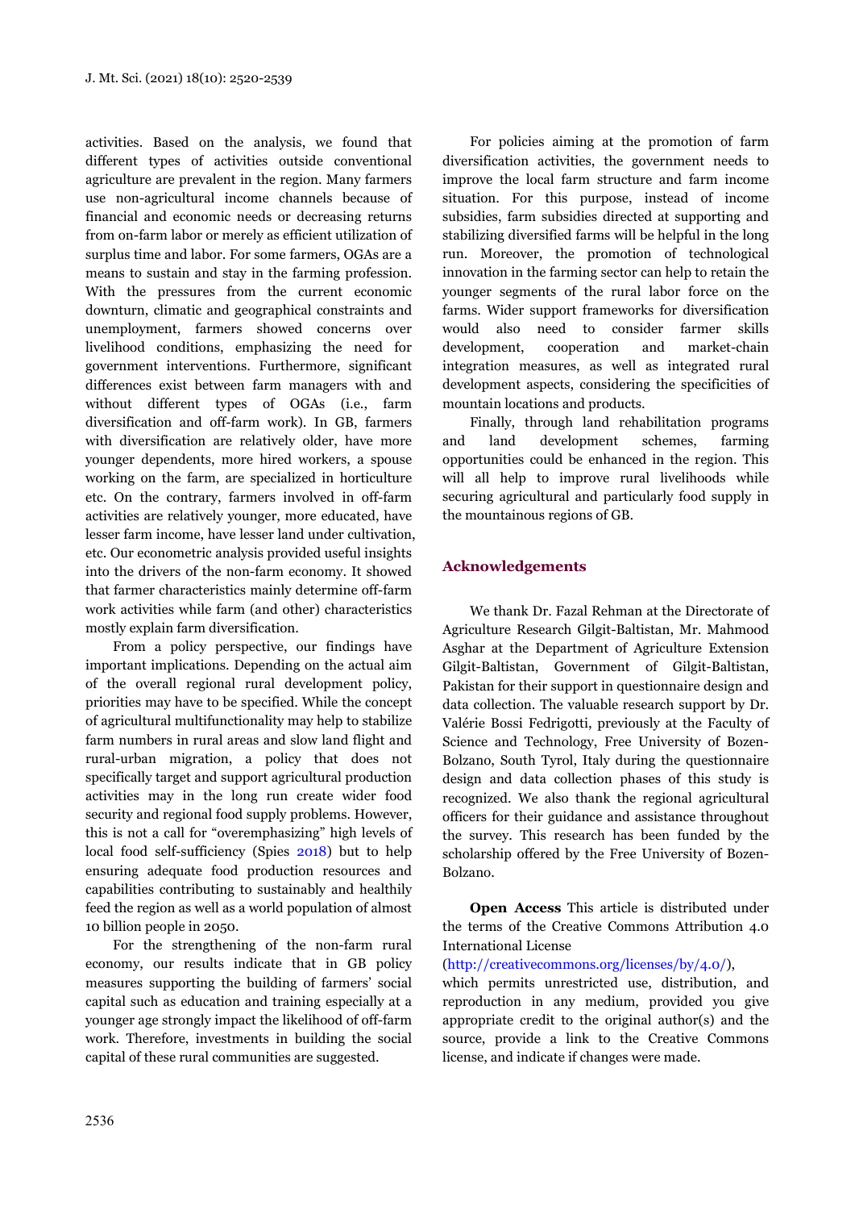activities. Based on the analysis, we found that different types of activities outside conventional agriculture are prevalent in the region. Many farmers use non-agricultural income channels because of financial and economic needs or decreasing returns from on-farm labor or merely as efficient utilization of surplus time and labor. For some farmers, OGAs are a means to sustain and stay in the farming profession. With the pressures from the current economic downturn, climatic and geographical constraints and unemployment, farmers showed concerns over livelihood conditions, emphasizing the need for government interventions. Furthermore, significant differences exist between farm managers with and without different types of OGAs (i.e., farm diversification and off-farm work). In GB, farmers with diversification are relatively older, have more younger dependents, more hired workers, a spouse working on the farm, are specialized in horticulture etc. On the contrary, farmers involved in off-farm activities are relatively younger, more educated, have lesser farm income, have lesser land under cultivation, etc. Our econometric analysis provided useful insights into the drivers of the non-farm economy. It showed that farmer characteristics mainly determine off-farm work activities while farm (and other) characteristics mostly explain farm diversification.

From a policy perspective, our findings have important implications. Depending on the actual aim of the overall regional rural development policy, priorities may have to be specified. While the concept of agricultural multifunctionality may help to stabilize farm numbers in rural areas and slow land flight and rural-urban migration, a policy that does not specifically target and support agricultural production activities may in the long run create wider food security and regional food supply problems. However, this is not a call for "overemphasizing" high levels of local food self-sufficiency (Spies 2018) but to help ensuring adequate food production resources and capabilities contributing to sustainably and healthily feed the region as well as a world population of almost 10 billion people in 2050.

For the strengthening of the non-farm rural economy, our results indicate that in GB policy measures supporting the building of farmers' social capital such as education and training especially at a younger age strongly impact the likelihood of off-farm work. Therefore, investments in building the social capital of these rural communities are suggested.

For policies aiming at the promotion of farm diversification activities, the government needs to improve the local farm structure and farm income situation. For this purpose, instead of income subsidies, farm subsidies directed at supporting and stabilizing diversified farms will be helpful in the long run. Moreover, the promotion of technological innovation in the farming sector can help to retain the younger segments of the rural labor force on the farms. Wider support frameworks for diversification would also need to consider farmer skills development, cooperation and market-chain integration measures, as well as integrated rural development aspects, considering the specificities of mountain locations and products.

Finally, through land rehabilitation programs and land development schemes, farming opportunities could be enhanced in the region. This will all help to improve rural livelihoods while securing agricultural and particularly food supply in the mountainous regions of GB.

## Acknowledgements

We thank Dr. Fazal Rehman at the Directorate of Agriculture Research Gilgit-Baltistan, Mr. Mahmood Asghar at the Department of Agriculture Extension Gilgit-Baltistan, Government of Gilgit-Baltistan, Pakistan for their support in questionnaire design and data collection. The valuable research support by Dr. Valérie Bossi Fedrigotti, previously at the Faculty of Science and Technology, Free University of Bozen-Bolzano, South Tyrol, Italy during the questionnaire design and data collection phases of this study is recognized. We also thank the regional agricultural officers for their guidance and assistance throughout the survey. This research has been funded by the scholarship offered by the Free University of Bozen-Bolzano.

**Open Access** This article is distributed under the terms of the Creative Commons Attribution 4.0 International License (http://creativecommons.org/licenses/by/4.0/), which permits unrestricted use, distribution, and reproduction in any medium, provided you give appropriate credit to the original author(s) and the source, provide a link to the Creative Commons license, and indicate if changes were made.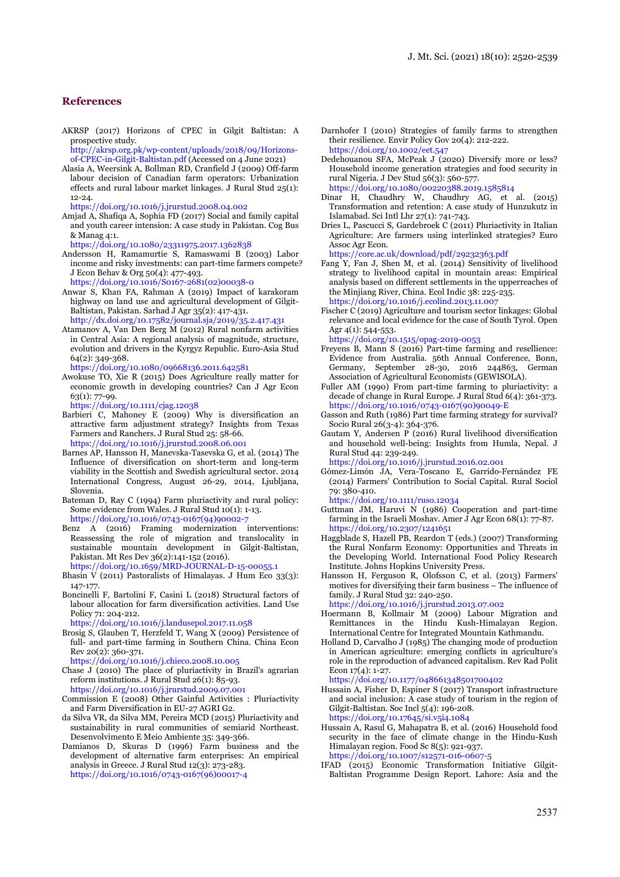## References

AKRSP (2017) Horizons of CPEC in Gilgit Baltistan: A prospective study. http://akrsp.org.pk/wp-content/uploads/2018/09/Horizons-of-CPEC-in-Gilgit-Baltistan.pdf (Accessed on 4 June 2021)

Alasia A, Weersink A, Bollman RD, Cranfield J (2009) Off-farm labour decision of Canadian farm operators: Urbanization effects and rural labour market linkages. J Rural Stud 25(1): 12-24. https://doi.org/10.1016/j.jrurstud.2008.04.002

Amjad A, Shafiqa A, Sophia FD (2017) Social and family capital and youth career intension: A case study in Pakistan. Cog Bus & Manag 4:1. https://doi.org/10.1080/23311975.2017.1362838

Andersson H, Ramamurtie S, Ramaswami B (2003) Labor income and risky investments: can part-time farmers compete? J Econ Behav & Org 50(4): 477-493. https://doi.org/10.1016/S0167-2681(02)00038-0

Anwar S, Khan FA, Rahman A (2019) Impact of karakoram highway on land use and agricultural development of Gilgit-Baltistan, Pakistan. Sarhad J Agr 35(2): 417-431. http://dx.doi.org/10.17582/journal.sja/2019/35.2.417.431

Atamanov A, Van Den Berg M (2012) Rural nonfarm activities in Central Asia: A regional analysis of magnitude, structure, evolution and drivers in the Kyrgyz Republic. Euro-Asia Stud 64(2): 349-368. https://doi.org/10.1080/09668136.2011.642581

Awokuse TO, Xie R (2015) Does Agriculture really matter for economic growth in developing countries? Can J Agr Econ 63(1): 77-99. https://doi.org/10.1111/cjag.12038

Barbieri C, Mahoney E (2009) Why is diversification an attractive farm adjustment strategy? Insights from Texas Farmers and Ranchers. J Rural Stud 25: 58-66. https://doi.org/10.1016/j.jrurstud.2008.06.001

Barnes AP, Hansson H, Manevska-Tasevska G, et al. (2014) The Influence of diversification on short-term and long-term viability in the Scottish and Swedish agricultural sector. 2014 International Congress, August 26-29, 2014, Ljubljana, Slovenia.

Bateman D, Ray C (1994) Farm pluriactivity and rural policy: Some evidence from Wales. J Rural Stud 10(1): 1-13. https://doi.org/10.1016/0743-0167(94)90002-7

Benz A (2016) Framing modernization interventions: Reassessing the role of migration and translocality in sustainable mountain development in Gilgit-Baltistan, Pakistan. Mt Res Dev 36(2):141-152 (2016). https://doi.org/10.1659/MRD-JOURNAL-D-15-00055.1

Bhasin V (2011) Pastoralists of Himalayas. J Hum Eco 33(3): 147-177.

Boncinelli F, Bartolini F, Casini L (2018) Structural factors of labour allocation for farm diversification activities. Land Use Policy 71: 204-212. https://doi.org/10.1016/j.landusepol.2017.11.058

Brosig S, Glauben T, Herzfeld T, Wang X (2009) Persistence of full- and part-time farming in Southern China. China Econ Rev 20(2): 360-371. https://doi.org/10.1016/j.chieco.2008.10.005

Chase J (2010) The place of pluriactivity in Brazil's agrarian reform institutions. J Rural Stud 26(1): 85-93. https://doi.org/10.1016/j.jrurstud.2009.07.001

Commission E (2008) Other Gainful Activities : Pluriactivity and Farm Diversification in EU-27 AGRI G2.

da Silva VR, da Silva MM, Pereira MCD (2015) Pluriactivity and sustainability in rural communities of semiarid Northeast. Desenvolvimento E Meio Ambiente 35: 349-366.

Damianos D, Skuras D (1996) Farm business and the development of alternative farm enterprises: An empirical analysis in Greece. J Rural Stud 12(3): 273-283. https://doi.org/10.1016/0743-0167(96)00017-4

Darnhofer I (2010) Strategies of family farms to strengthen their resilience. Envir Policy Gov 20(4): 212-222. https://doi.org/10.1002/eet.547

Dedehouanou SFA, McPeak J (2020) Diversify more or less? Household income generation strategies and food security in rural Nigeria. J Dev Stud 56(3): 560-577. https://doi.org/10.1080/00220388.2019.1585814

Dinar H, Chaudhry W, Chaudhry AG, et al. (2015) Transformation and retention: A case study of Hunzukutz in Islamabad. Sci Intl Lhr 27(1): 741-743.

Dries L, Pascucci S, Gardebroek C (2011) Pluriactivity in Italian Agriculture: Are farmers using interlinked strategies? Euro Assoc Agr Econ. https://core.ac.uk/download/pdf/29232363.pdf

Fang Y, Fan J, Shen M, et al. (2014) Sensitivity of livelihood strategy to livelihood capital in mountain areas: Empirical analysis based on different settlements in the upperreaches of the Minjiang River, China. Ecol Indic 38: 225-235. https://doi.org/10.1016/j.ecolind.2013.11.007

Fischer C (2019) Agriculture and tourism sector linkages: Global relevance and local evidence for the case of South Tyrol. Open Agr 4(1): 544-553. https://doi.org/10.1515/opag-2019-0053

Freyens B, Mann S (2016) Part-time farming and resellience: Evidence from Australia. 56th Annual Conference, Bonn, Germany, September 28-30, 2016 244863, German Association of Agricultural Economists (GEWISOLA).

Fuller AM (1990) From part-time farming to pluriactivity: a decade of change in Rural Europe. J Rural Stud 6(4): 361-373. https://doi.org/10.1016/0743-0167(90)90049-E

Gasson and Ruth (1986) Part time farming strategy for survival? Socio Rural 26(3-4): 364-376.

Gautam Y, Andersen P (2016) Rural livelihood diversification and household well-being: Insights from Humla, Nepal. J Rural Stud 44: 239-249. https://doi.org/10.1016/j.jrurstud.2016.02.001

Gómez-Limón JA, Vera-Toscano E, Garrido-Fernández FE (2014) Farmers' Contribution to Social Capital. Rural Sociol 79: 380-410. https://doi.org/10.1111/ruso.12034

Guttman JM, Haruvi N (1986) Cooperation and part-time farming in the Israeli Moshav. Amer J Agr Econ 68(1): 77-87. https://doi.org/10.2307/1241651

Haggblade S, Hazell PB, Reardon T (eds.) (2007) Transforming the Rural Nonfarm Economy: Opportunities and Threats in the Developing World. International Food Policy Research Institute. Johns Hopkins University Press.

Hansson H, Ferguson R, Olofsson C, et al. (2013) Farmers' motives for diversifying their farm business – The influence of family. J Rural Stud 32: 240-250. https://doi.org/10.1016/j.jrurstud.2013.07.002

Hoermann B, Kollmair M (2009) Labour Migration and Remittances in the Hindu Kush-Himalayan Region. International Centre for Integrated Mountain Kathmandu.

Holland D, Carvalho J (1985) The changing mode of production in American agriculture: emerging conflicts in agriculture's role in the reproduction of advanced capitalism. Rev Rad Polit Econ 17(4): 1-27. https://doi.org/10.1177/048661348501700402

Hussain A, Fisher D, Espiner S (2017) Transport infrastructure and social inclusion: A case study of tourism in the region of Gilgit-Baltistan. Soc Incl 5(4): 196-208. https://doi.org/10.17645/si.v5i4.1084

Hussain A, Rasul G, Mahapatra B, et al. (2016) Household food security in the face of climate change in the Hindu-Kush Himalayan region. Food Sc 8(5): 921-937. https://doi.org/10.1007/s12571-016-0607-5

IFAD (2015) Economic Transformation Initiative Gilgit-Baltistan Programme Design Report. Lahore: Asia and the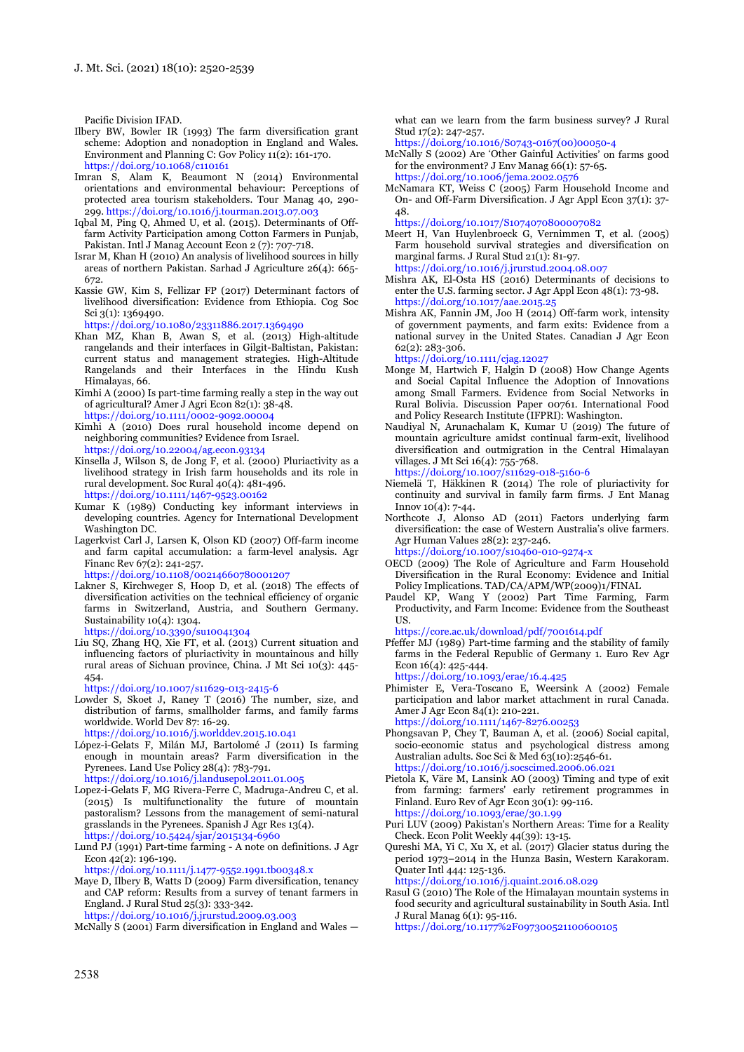Pacific Division IFAD.

Ilbery BW, Bowler IR (1993) The farm diversification grant scheme: Adoption and nonadoption in England and Wales. Environment and Planning C: Gov Policy 11(2): 161-170. https://doi.org/10.1068/c110161

Imran S, Alam K, Beaumont N (2014) Environmental orientations and environmental behaviour: Perceptions of protected area tourism stakeholders. Tour Manag 40, 290-299. https://doi.org/10.1016/j.tourman.2013.07.003

Iqbal M, Ping Q, Ahmed U, et al. (2015). Determinants of Off-farm Activity Participation among Cotton Farmers in Punjab, Pakistan. Intl J Manag Account Econ 2 (7): 707-718.

Israr M, Khan H (2010) An analysis of livelihood sources in hilly areas of northern Pakistan. Sarhad J Agriculture 26(4): 665-672.

Kassie GW, Kim S, Fellizar FP (2017) Determinant factors of livelihood diversification: Evidence from Ethiopia. Cog Soc Sci 3(1): 1369490. https://doi.org/10.1080/23311886.2017.1369490

Khan MZ, Khan B, Awan S, et al. (2013) High-altitude rangelands and their interfaces in Gilgit-Baltistan, Pakistan: current status and management strategies. High-Altitude Rangelands and their Interfaces in the Hindu Kush Himalayas, 66.

Kimhi A (2000) Is part-time farming really a step in the way out of agricultural? Amer J Agri Econ 82(1): 38-48. https://doi.org/10.1111/0002-9092.00004

Kimhi A (2010) Does rural household income depend on neighboring communities? Evidence from Israel. https://doi.org/10.22004/ag.econ.93134

Kinsella J, Wilson S, de Jong F, et al. (2000) Pluriactivity as a livelihood strategy in Irish farm households and its role in rural development. Soc Rural 40(4): 481-496. https://doi.org/10.1111/1467-9523.00162

Kumar K (1989) Conducting key informant interviews in developing countries. Agency for International Development Washington DC.

Lagerkvist Carl J, Larsen K, Olson KD (2007) Off-farm income and farm capital accumulation: a farm-level analysis. Agr Financ Rev 67(2): 241-257. https://doi.org/10.1108/00214660780001207

Lakner S, Kirchweger S, Hoop D, et al. (2018) The effects of diversification activities on the technical efficiency of organic farms in Switzerland, Austria, and Southern Germany. Sustainability 10(4): 1304. https://doi.org/10.3390/su10041304

Liu SQ, Zhang HQ, Xie FT, et al. (2013) Current situation and influencing factors of pluriactivity in mountainous and hilly rural areas of Sichuan province, China. J Mt Sci 10(3): 445-454. https://doi.org/10.1007/s11629-013-2415-6

Lowder S, Skoet J, Raney T (2016) The number, size, and distribution of farms, smallholder farms, and family farms worldwide. World Dev 87: 16-29. https://doi.org/10.1016/j.worlddev.2015.10.041

López-i-Gelats F, Milán MJ, Bartolomé J (2011) Is farming enough in mountain areas? Farm diversification in the Pyrenees. Land Use Policy 28(4): 783-791. https://doi.org/10.1016/j.landusepol.2011.01.005

Lopez-i-Gelats F, MG Rivera-Ferre C, Madruga-Andreu C, et al. (2015) Is multifunctionality the future of mountain pastoralism? Lessons from the management of semi-natural grasslands in the Pyrenees. Spanish J Agr Res 13(4). https://doi.org/10.5424/sjar/2015134-6960

Lund PJ (1991) Part-time farming - A note on definitions. J Agr Econ 42(2): 196-199. https://doi.org/10.1111/j.1477-9552.1991.tb00348.x

Maye D, Ilbery B, Watts D (2009) Farm diversification, tenancy and CAP reform: Results from a survey of tenant farmers in England. J Rural Stud 25(3): 333-342. https://doi.org/10.1016/j.jrurstud.2009.03.003

McNally S (2001) Farm diversification in England and Wales — what can we learn from the farm business survey? J Rural Stud 17(2): 247-257. https://doi.org/10.1016/S0743-0167(00)00050-4

McNally S (2002) Are 'Other Gainful Activities' on farms good for the environment? J Env Manag 66(1): 57-65. https://doi.org/10.1006/jema.2002.0576

McNamara KT, Weiss C (2005) Farm Household Income and On- and Off-Farm Diversification. J Agr Appl Econ 37(1): 37-48. https://doi.org/10.1017/S1074070800007082

Meert H, Van Huylenbroeck G, Vernimmen T, et al. (2005) Farm household survival strategies and diversification on marginal farms. J Rural Stud 21(1): 81-97. https://doi.org/10.1016/j.jrurstud.2004.08.007

Mishra AK, El-Osta HS (2016) Determinants of decisions to enter the U.S. farming sector. J Agr Appl Econ 48(1): 73-98. https://doi.org/10.1017/aae.2015.25

Mishra AK, Fannin JM, Joo H (2014) Off-farm work, intensity of government payments, and farm exits: Evidence from a national survey in the United States. Canadian J Agr Econ 62(2): 283-306. https://doi.org/10.1111/cjag.12027

Monge M, Hartwich F, Halgin D (2008) How Change Agents and Social Capital Influence the Adoption of Innovations among Small Farmers. Evidence from Social Networks in Rural Bolivia. Discussion Paper 00761. International Food and Policy Research Institute (IFPRI): Washington.

Naudiyal N, Arunachalam K, Kumar U (2019) The future of mountain agriculture amidst continual farm-exit, livelihood diversification and outmigration in the Central Himalayan villages. J Mt Sci 16(4): 755-768. https://doi.org/10.1007/s11629-018-5160-6

Niemelä T, Häkkinen R (2014) The role of pluriactivity for continuity and survival in family farm firms. J Ent Manag Innov 10(4): 7-44.

Northcote J, Alonso AD (2011) Factors underlying farm diversification: the case of Western Australia's olive farmers. Agr Human Values 28(2): 237-246. https://doi.org/10.1007/s10460-010-9274-x

OECD (2009) The Role of Agriculture and Farm Household Diversification in the Rural Economy: Evidence and Initial Policy Implications. TAD/CA/APM/WP(2009)1/FINAL

Paudel KP, Wang Y (2002) Part Time Farming, Farm Productivity, and Farm Income: Evidence from the Southeast US. https://core.ac.uk/download/pdf/7001614.pdf

Pfeffer MJ (1989) Part-time farming and the stability of family farms in the Federal Republic of Germany 1. Euro Rev Agr Econ 16(4): 425-444. https://doi.org/10.1093/erae/16.4.425

Phimister E, Vera-Toscano E, Weersink A (2002) Female participation and labor market attachment in rural Canada. Amer J Agr Econ 84(1): 210-221. https://doi.org/10.1111/1467-8276.00253

Phongsavan P, Chey T, Bauman A, et al. (2006) Social capital, socio-economic status and psychological distress among Australian adults. Soc Sci & Med 63(10):2546-61. https://doi.org/10.1016/j.socscimed.2006.06.021

Pietola K, Väre M, Lansink AO (2003) Timing and type of exit from farming: farmers' early retirement programmes in Finland. Euro Rev of Agr Econ 30(1): 99-116. https://doi.org/10.1093/erae/30.1.99

Puri LUV (2009) Pakistan's Northern Areas: Time for a Reality Check. Econ Polit Weekly 44(39): 13-15.

Qureshi MA, Yi C, Xu X, et al. (2017) Glacier status during the period 1973–2014 in the Hunza Basin, Western Karakoram. Quater Intl 444: 125-136. https://doi.org/10.1016/j.quaint.2016.08.029

Rasul G (2010) The Role of the Himalayan mountain systems in food security and agricultural sustainability in South Asia. Intl J Rural Manag 6(1): 95-116. https://doi.org/10.1177%2F097300521100600105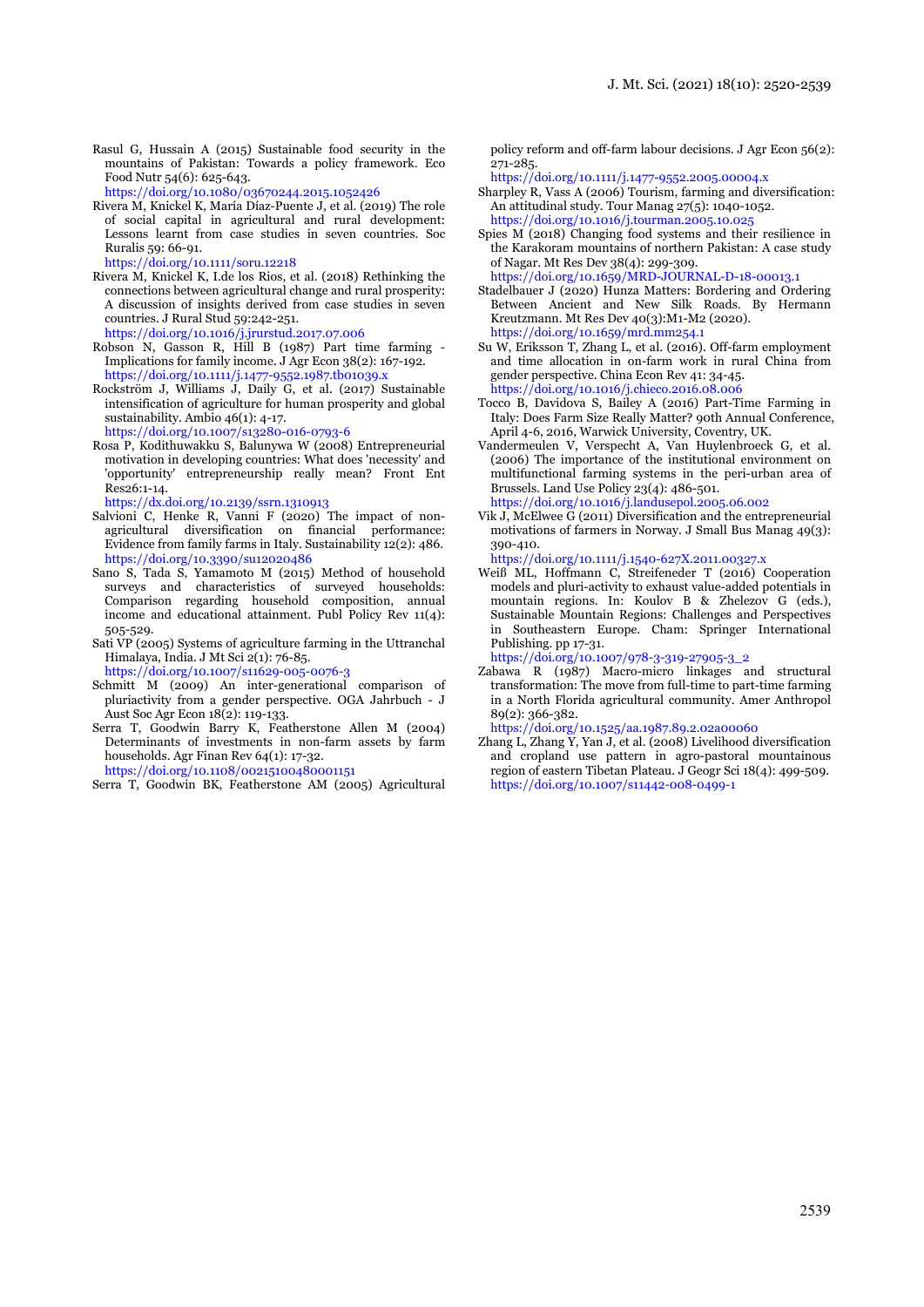Rasul G, Hussain A (2015) Sustainable food security in the mountains of Pakistan: Towards a policy framework. Eco Food Nutr 54(6): 625-643.
https://doi.org/10.1080/03670244.2015.1052426

Rivera M, Knickel K, María Díaz-Puente J, et al. (2019) The role of social capital in agricultural and rural development: Lessons learnt from case studies in seven countries. Soc Ruralis 59: 66-91.
https://doi.org/10.1111/soru.12218

Rivera M, Knickel K, I.de los Rios, et al. (2018) Rethinking the connections between agricultural change and rural prosperity: A discussion of insights derived from case studies in seven countries. J Rural Stud 59:242-251.
https://doi.org/10.1016/j.jrurstud.2017.07.006

Robson N, Gasson R, Hill B (1987) Part time farming - Implications for family income. J Agr Econ 38(2): 167-192.
https://doi.org/10.1111/j.1477-9552.1987.tb01039.x

Rockström J, Williams J, Daily G, et al. (2017) Sustainable intensification of agriculture for human prosperity and global sustainability. Ambio 46(1): 4-17.
https://doi.org/10.1007/s13280-016-0793-6

Rosa P, Kodithuwakku S, Balunywa W (2008) Entrepreneurial motivation in developing countries: What does 'necessity' and 'opportunity' entrepreneurship really mean? Front Ent Res26:1-14.
https://dx.doi.org/10.2139/ssrn.1310913

Salvioni C, Henke R, Vanni F (2020) The impact of non-agricultural diversification on financial performance: Evidence from family farms in Italy. Sustainability 12(2): 486.
https://doi.org/10.3390/su12020486

Sano S, Tada S, Yamamoto M (2015) Method of household surveys and characteristics of surveyed households: Comparison regarding household composition, annual income and educational attainment. Publ Policy Rev 11(4): 505-529.

Sati VP (2005) Systems of agriculture farming in the Uttranchal Himalaya, India. J Mt Sci 2(1): 76-85.
https://doi.org/10.1007/s11629-005-0076-3

Schmitt M (2009) An inter-generational comparison of pluriactivity from a gender perspective. OGA Jahrbuch - J Aust Soc Agr Econ 18(2): 119-133.

Serra T, Goodwin Barry K, Featherstone Allen M (2004) Determinants of investments in non-farm assets by farm households. Agr Finan Rev 64(1): 17-32.
https://doi.org/10.1108/00215100480001151

Serra T, Goodwin BK, Featherstone AM (2005) Agricultural policy reform and off-farm labour decisions. J Agr Econ 56(2): 271-285.
https://doi.org/10.1111/j.1477-9552.2005.00004.x

Sharpley R, Vass A (2006) Tourism, farming and diversification: An attitudinal study. Tour Manag 27(5): 1040-1052.
https://doi.org/10.1016/j.tourman.2005.10.025

Spies M (2018) Changing food systems and their resilience in the Karakoram mountains of northern Pakistan: A case study of Nagar. Mt Res Dev 38(4): 299-309.
https://doi.org/10.1659/MRD-JOURNAL-D-18-00013.1

Stadelbauer J (2020) Hunza Matters: Bordering and Ordering Between Ancient and New Silk Roads. By Hermann Kreutzmann. Mt Res Dev 40(3):M1-M2 (2020).
https://doi.org/10.1659/mrd.mm254.1

Su W, Eriksson T, Zhang L, et al. (2016). Off-farm employment and time allocation in on-farm work in rural China from gender perspective. China Econ Rev 41: 34-45.
https://doi.org/10.1016/j.chieco.2016.08.006

Tocco B, Davidova S, Bailey A (2016) Part-Time Farming in Italy: Does Farm Size Really Matter? 90th Annual Conference, April 4-6, 2016, Warwick University, Coventry, UK.

Vandermeulen V, Verspecht A, Van Huylenbroeck G, et al. (2006) The importance of the institutional environment on multifunctional farming systems in the peri-urban area of Brussels. Land Use Policy 23(4): 486-501.
https://doi.org/10.1016/j.landusepol.2005.06.002

Vik J, McElwee G (2011) Diversification and the entrepreneurial motivations of farmers in Norway. J Small Bus Manag 49(3): 390-410.
https://doi.org/10.1111/j.1540-627X.2011.00327.x

Weiß ML, Hoffmann C, Streifeneder T (2016) Cooperation models and pluri-activity to exhaust value-added potentials in mountain regions. In: Koulov B & Zhelezov G (eds.), Sustainable Mountain Regions: Challenges and Perspectives in Southeastern Europe. Cham: Springer International Publishing. pp 17-31.
https://doi.org/10.1007/978-3-319-27905-3_2

Zabawa R (1987) Macro-micro linkages and structural transformation: The move from full-time to part-time farming in a North Florida agricultural community. Amer Anthropol 89(2): 366-382.
https://doi.org/10.1525/aa.1987.89.2.02a00060

Zhang L, Zhang Y, Yan J, et al. (2008) Livelihood diversification and cropland use pattern in agro-pastoral mountainous region of eastern Tibetan Plateau. J Geogr Sci 18(4): 499-509.
https://doi.org/10.1007/s11442-008-0499-1